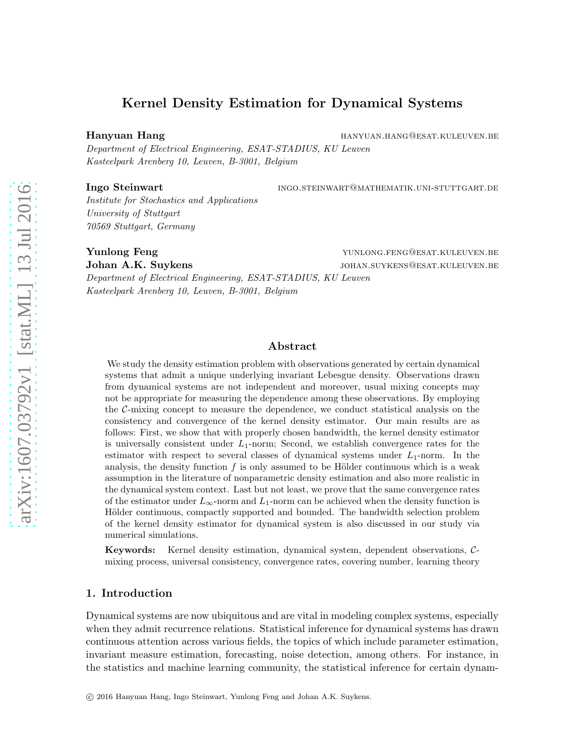# Kernel Density Estimation for Dynamical Systems

**Hanyuan Hang** hanyuan.hang@esat.kuleuven.be
*Department of Electrical Engineering, ESAT-STADIUS, KU Leuven*
*Kasteelpark Arenberg 10, Leuven, B-3001, Belgium*

**Ingo Steinwart** ingo.steinwart@mathematik.uni-stuttgart.de
*Institute for Stochastics and Applications*
*University of Stuttgart*
*70569 Stuttgart, Germany*

**Yunlong Feng** yunlong.feng@esat.kuleuven.be
**Johan A.K. Suykens** johan.suykens@esat.kuleuven.be
*Department of Electrical Engineering, ESAT-STADIUS, KU Leuven*
*Kasteelpark Arenberg 10, Leuven, B-3001, Belgium*

## Abstract

We study the density estimation problem with observations generated by certain dynamical systems that admit a unique underlying invariant Lebesgue density. Observations drawn from dynamical systems are not independent and moreover, usual mixing concepts may not be appropriate for measuring the dependence among these observations. By employing the $\mathcal{C}$-mixing concept to measure the dependence, we conduct statistical analysis on the consistency and convergence of the kernel density estimator. Our main results are as follows: First, we show that with properly chosen bandwidth, the kernel density estimator is universally consistent under $L_1$-norm; Second, we establish convergence rates for the estimator with respect to several classes of dynamical systems under $L_1$-norm. In the analysis, the density function $f$ is only assumed to be Hölder continuous which is a weak assumption in the literature of nonparametric density estimation and also more realistic in the dynamical system context. Last but not least, we prove that the same convergence rates of the estimator under $L_\infty$-norm and $L_1$-norm can be achieved when the density function is Hölder continuous, compactly supported and bounded. The bandwidth selection problem of the kernel density estimator for dynamical system is also discussed in our study via numerical simulations.

**Keywords:** Kernel density estimation, dynamical system, dependent observations, $\mathcal{C}$-mixing process, universal consistency, convergence rates, covering number, learning theory

## 1. Introduction

Dynamical systems are now ubiquitous and are vital in modeling complex systems, especially when they admit recurrence relations. Statistical inference for dynamical systems has drawn continuous attention across various fields, the topics of which include parameter estimation, invariant measure estimation, forecasting, noise detection, among others. For instance, in the statistics and machine learning community, the statistical inference for certain dynam-

© 2016 Hanyuan Hang, Ingo Steinwart, Yunlong Feng and Johan A.K. Suykens.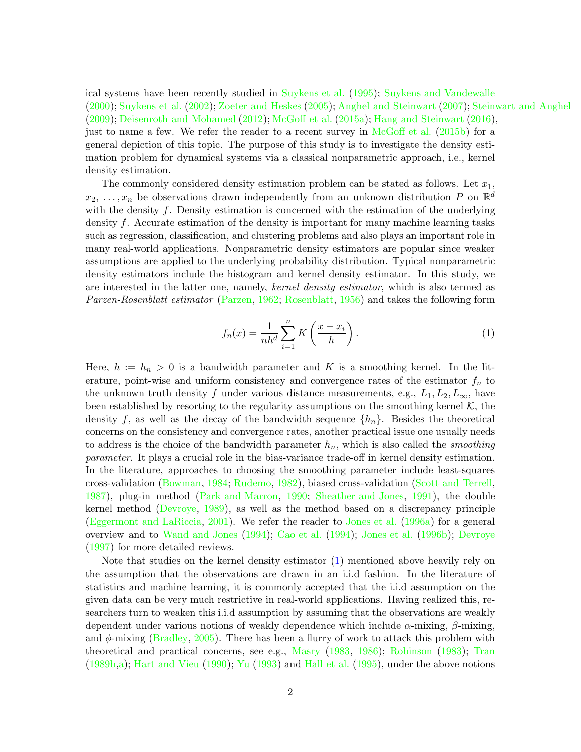ical systems have been recently studied in Suykens et al. (1995); Suykens and Vandewalle (2000); Suykens et al. (2002); Zoeter and Heskes (2005); Anghel and Steinwart (2007); Steinwart and Anghel (2009); Deisenroth and Mohamed (2012); McGoff et al. (2015a); Hang and Steinwart (2016), just to name a few. We refer the reader to a recent survey in McGoff et al. (2015b) for a general depiction of this topic. The purpose of this study is to investigate the density estimation problem for dynamical systems via a classical nonparametric approach, i.e., kernel density estimation.

The commonly considered density estimation problem can be stated as follows. Let $x_1$, $x_2$, $\ldots, x_n$ be observations drawn independently from an unknown distribution $P$ on $\mathbb{R}^d$ with the density $f$. Density estimation is concerned with the estimation of the underlying density $f$. Accurate estimation of the density is important for many machine learning tasks such as regression, classification, and clustering problems and also plays an important role in many real-world applications. Nonparametric density estimators are popular since weaker assumptions are applied to the underlying probability distribution. Typical nonparametric density estimators include the histogram and kernel density estimator. In this study, we are interested in the latter one, namely, *kernel density estimator*, which is also termed as *Parzen-Rosenblatt estimator* (Parzen, 1962; Rosenblatt, 1956) and takes the following form

$$f_n(x) = \frac{1}{nh^d} \sum_{i=1}^{n} K\left(\frac{x - x_i}{h}\right). \tag{1}$$

Here, $h := h_n > 0$ is a bandwidth parameter and $K$ is a smoothing kernel. In the literature, point-wise and uniform consistency and convergence rates of the estimator $f_n$ to the unknown truth density $f$ under various distance measurements, e.g., $L_1, L_2, L_\infty$, have been established by resorting to the regularity assumptions on the smoothing kernel $\mathcal{K}$, the density $f$, as well as the decay of the bandwidth sequence $\{h_n\}$. Besides the theoretical concerns on the consistency and convergence rates, another practical issue one usually needs to address is the choice of the bandwidth parameter $h_n$, which is also called the *smoothing parameter*. It plays a crucial role in the bias-variance trade-off in kernel density estimation. In the literature, approaches to choosing the smoothing parameter include least-squares cross-validation (Bowman, 1984; Rudemo, 1982), biased cross-validation (Scott and Terrell, 1987), plug-in method (Park and Marron, 1990; Sheather and Jones, 1991), the double kernel method (Devroye, 1989), as well as the method based on a discrepancy principle (Eggermont and LaRiccia, 2001). We refer the reader to Jones et al. (1996a) for a general overview and to Wand and Jones (1994); Cao et al. (1994); Jones et al. (1996b); Devroye (1997) for more detailed reviews.

Note that studies on the kernel density estimator (1) mentioned above heavily rely on the assumption that the observations are drawn in an i.i.d fashion. In the literature of statistics and machine learning, it is commonly accepted that the i.i.d assumption on the given data can be very much restrictive in real-world applications. Having realized this, researchers turn to weaken this i.i.d assumption by assuming that the observations are weakly dependent under various notions of weakly dependence which include $\alpha$-mixing, $\beta$-mixing, and $\phi$-mixing (Bradley, 2005). There has been a flurry of work to attack this problem with theoretical and practical concerns, see e.g., Masry (1983, 1986); Robinson (1983); Tran (1989b,a); Hart and Vieu (1990); Yu (1993) and Hall et al. (1995), under the above notions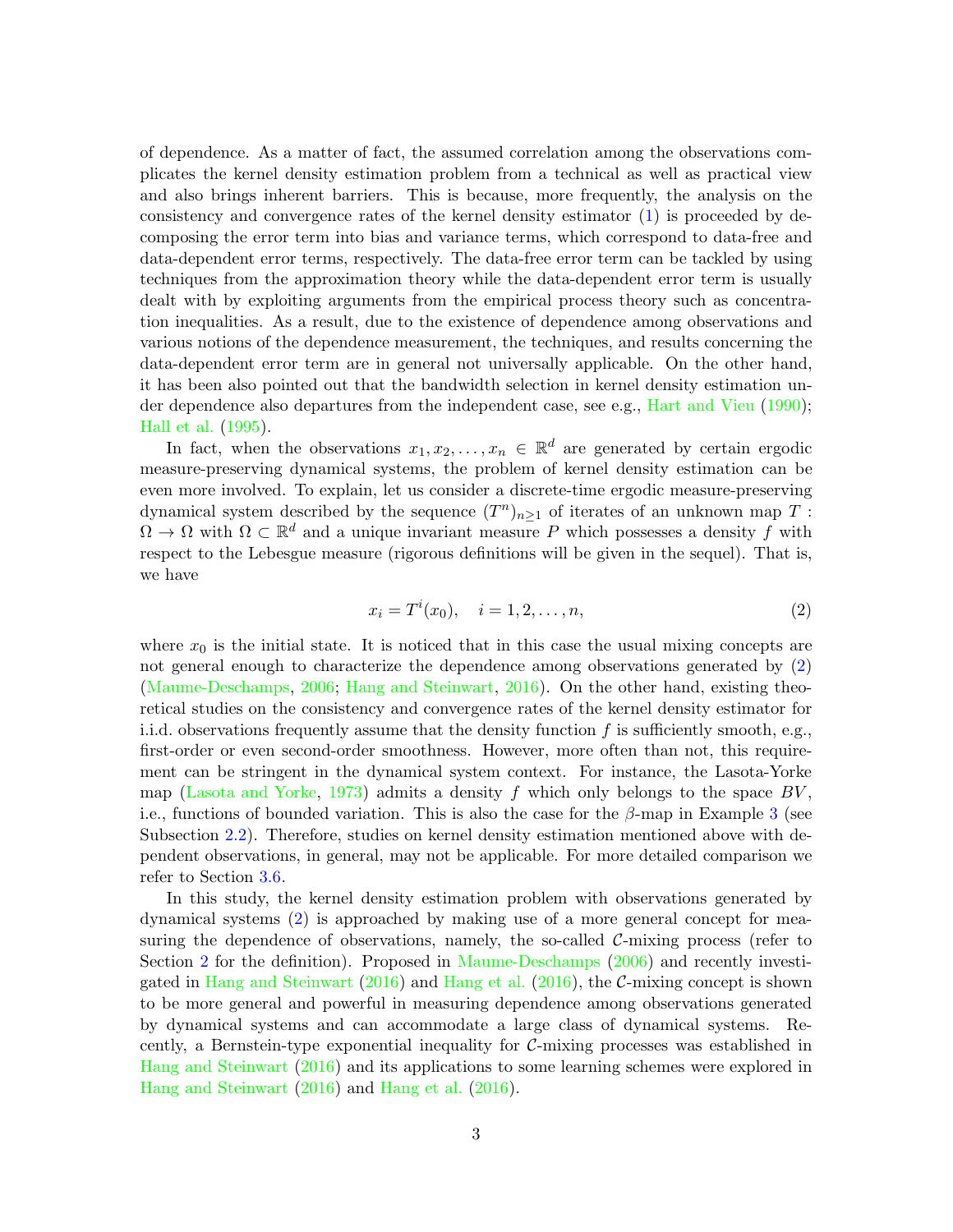of dependence. As a matter of fact, the assumed correlation among the observations complicates the kernel density estimation problem from a technical as well as practical view and also brings inherent barriers. This is because, more frequently, the analysis on the consistency and convergence rates of the kernel density estimator (1) is proceeded by decomposing the error term into bias and variance terms, which correspond to data-free and data-dependent error terms, respectively. The data-free error term can be tackled by using techniques from the approximation theory while the data-dependent error term is usually dealt with by exploiting arguments from the empirical process theory such as concentration inequalities. As a result, due to the existence of dependence among observations and various notions of the dependence measurement, the techniques, and results concerning the data-dependent error term are in general not universally applicable. On the other hand, it has been also pointed out that the bandwidth selection in kernel density estimation under dependence also departures from the independent case, see e.g., Hart and Vieu (1990); Hall et al. (1995).

In fact, when the observations $x_1, x_2, \ldots, x_n \in \mathbb{R}^d$ are generated by certain ergodic measure-preserving dynamical systems, the problem of kernel density estimation can be even more involved. To explain, let us consider a discrete-time ergodic measure-preserving dynamical system described by the sequence $(T^n)_{n\geq 1}$ of iterates of an unknown map $T : \Omega \to \Omega$ with $\Omega \subset \mathbb{R}^d$ and a unique invariant measure $P$ which possesses a density $f$ with respect to the Lebesgue measure (rigorous definitions will be given in the sequel). That is, we have

$$x_i = T^i(x_0), \quad i = 1, 2, \ldots, n, \tag{2}$$

where $x_0$ is the initial state. It is noticed that in this case the usual mixing concepts are not general enough to characterize the dependence among observations generated by (2) (Maume-Deschamps, 2006; Hang and Steinwart, 2016). On the other hand, existing theoretical studies on the consistency and convergence rates of the kernel density estimator for i.i.d. observations frequently assume that the density function $f$ is sufficiently smooth, e.g., first-order or even second-order smoothness. However, more often than not, this requirement can be stringent in the dynamical system context. For instance, the Lasota-Yorke map (Lasota and Yorke, 1973) admits a density $f$ which only belongs to the space $BV$, i.e., functions of bounded variation. This is also the case for the $\beta$-map in Example 3 (see Subsection 2.2). Therefore, studies on kernel density estimation mentioned above with dependent observations, in general, may not be applicable. For more detailed comparison we refer to Section 3.6.

In this study, the kernel density estimation problem with observations generated by dynamical systems (2) is approached by making use of a more general concept for measuring the dependence of observations, namely, the so-called $\mathcal{C}$-mixing process (refer to Section 2 for the definition). Proposed in Maume-Deschamps (2006) and recently investigated in Hang and Steinwart (2016) and Hang et al. (2016), the $\mathcal{C}$-mixing concept is shown to be more general and powerful in measuring dependence among observations generated by dynamical systems and can accommodate a large class of dynamical systems. Recently, a Bernstein-type exponential inequality for $\mathcal{C}$-mixing processes was established in Hang and Steinwart (2016) and its applications to some learning schemes were explored in Hang and Steinwart (2016) and Hang et al. (2016).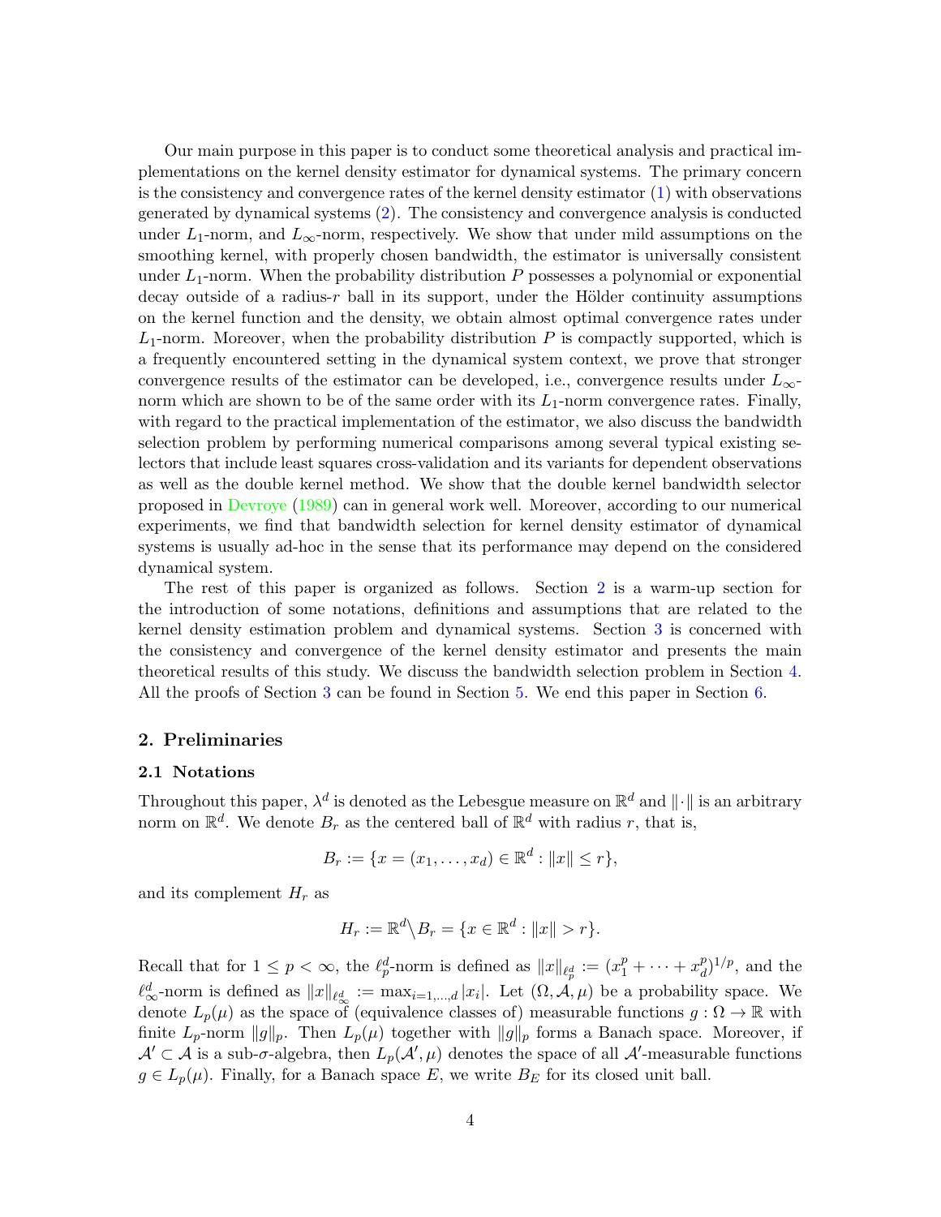Our main purpose in this paper is to conduct some theoretical analysis and practical implementations on the kernel density estimator for dynamical systems. The primary concern is the consistency and convergence rates of the kernel density estimator (1) with observations generated by dynamical systems (2). The consistency and convergence analysis is conducted under $L_1$-norm, and $L_\infty$-norm, respectively. We show that under mild assumptions on the smoothing kernel, with properly chosen bandwidth, the estimator is universally consistent under $L_1$-norm. When the probability distribution $P$ possesses a polynomial or exponential decay outside of a radius-$r$ ball in its support, under the Hölder continuity assumptions on the kernel function and the density, we obtain almost optimal convergence rates under $L_1$-norm. Moreover, when the probability distribution $P$ is compactly supported, which is a frequently encountered setting in the dynamical system context, we prove that stronger convergence results of the estimator can be developed, i.e., convergence results under $L_\infty$-norm which are shown to be of the same order with its $L_1$-norm convergence rates. Finally, with regard to the practical implementation of the estimator, we also discuss the bandwidth selection problem by performing numerical comparisons among several typical existing selectors that include least squares cross-validation and its variants for dependent observations as well as the double kernel method. We show that the double kernel bandwidth selector proposed in Devroye (1989) can in general work well. Moreover, according to our numerical experiments, we find that bandwidth selection for kernel density estimator of dynamical systems is usually ad-hoc in the sense that its performance may depend on the considered dynamical system.

The rest of this paper is organized as follows. Section 2 is a warm-up section for the introduction of some notations, definitions and assumptions that are related to the kernel density estimation problem and dynamical systems. Section 3 is concerned with the consistency and convergence of the kernel density estimator and presents the main theoretical results of this study. We discuss the bandwidth selection problem in Section 4. All the proofs of Section 3 can be found in Section 5. We end this paper in Section 6.

## 2. Preliminaries

### 2.1 Notations

Throughout this paper, $\lambda^d$ is denoted as the Lebesgue measure on $\mathbb{R}^d$ and $\|\cdot\|$ is an arbitrary norm on $\mathbb{R}^d$. We denote $B_r$ as the centered ball of $\mathbb{R}^d$ with radius $r$, that is,

$$B_r := \{x = (x_1, \ldots, x_d) \in \mathbb{R}^d : \|x\| \leq r\},$$

and its complement $H_r$ as

$$H_r := \mathbb{R}^d \setminus B_r = \{x \in \mathbb{R}^d : \|x\| > r\}.$$

Recall that for $1 \leq p < \infty$, the $\ell_p^d$-norm is defined as $\|x\|_{\ell_p^d} := (x_1^p + \cdots + x_d^p)^{1/p}$, and the $\ell_\infty^d$-norm is defined as $\|x\|_{\ell_\infty^d} := \max_{i=1,\ldots,d} |x_i|$. Let $(\Omega, \mathcal{A}, \mu)$ be a probability space. We denote $L_p(\mu)$ as the space of (equivalence classes of) measurable functions $g : \Omega \to \mathbb{R}$ with finite $L_p$-norm $\|g\|_p$. Then $L_p(\mu)$ together with $\|g\|_p$ forms a Banach space. Moreover, if $\mathcal{A}' \subset \mathcal{A}$ is a sub-$\sigma$-algebra, then $L_p(\mathcal{A}', \mu)$ denotes the space of all $\mathcal{A}'$-measurable functions $g \in L_p(\mu)$. Finally, for a Banach space $E$, we write $B_E$ for its closed unit ball.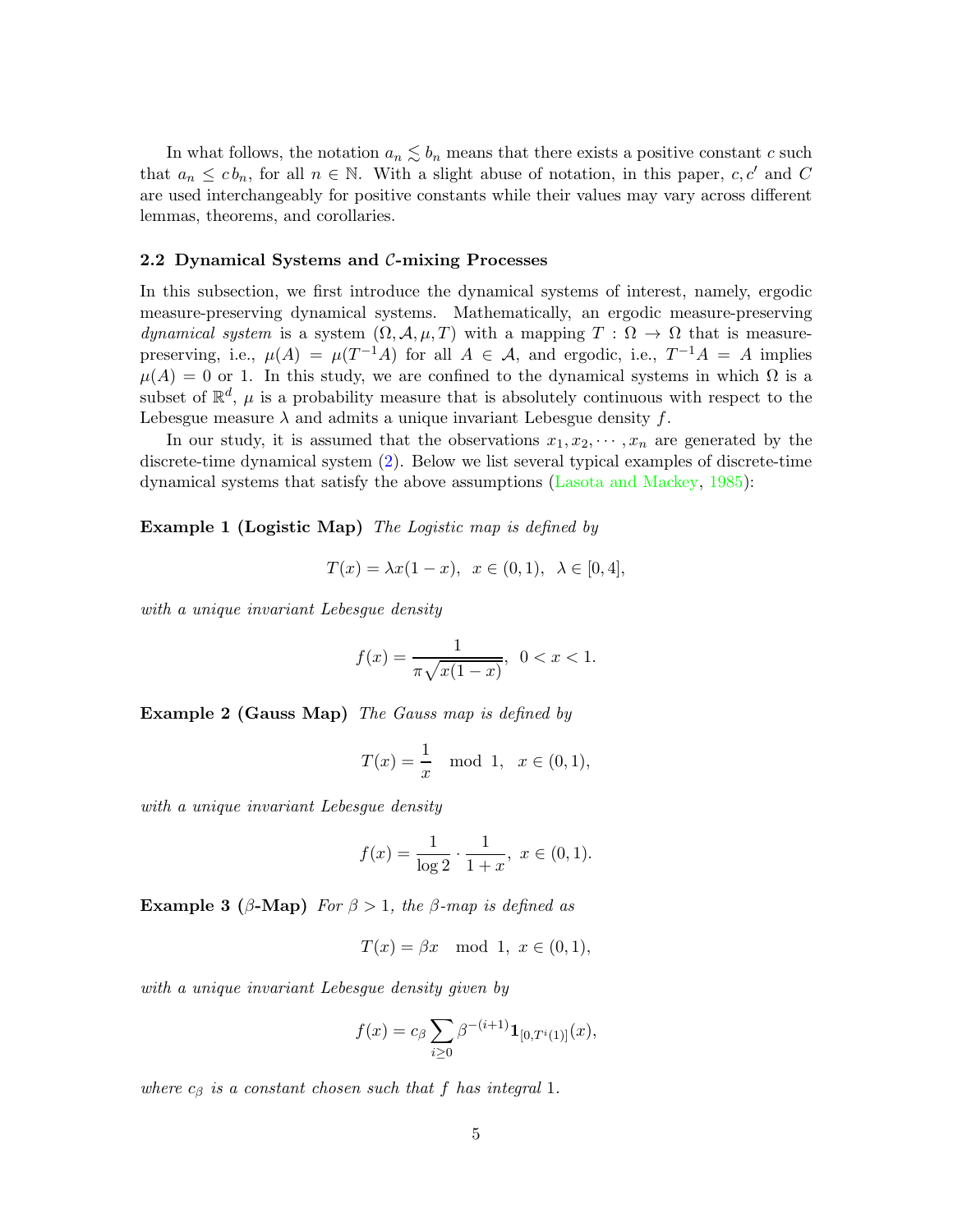In what follows, the notation $a_n \lesssim b_n$ means that there exists a positive constant $c$ such that $a_n \leq c\, b_n$, for all $n \in \mathbb{N}$. With a slight abuse of notation, in this paper, $c, c'$ and $C$ are used interchangeably for positive constants while their values may vary across different lemmas, theorems, and corollaries.

### 2.2 Dynamical Systems and $\mathcal{C}$-mixing Processes

In this subsection, we first introduce the dynamical systems of interest, namely, ergodic measure-preserving dynamical systems. Mathematically, an ergodic measure-preserving *dynamical system* is a system $(\Omega, \mathcal{A}, \mu, T)$ with a mapping $T : \Omega \to \Omega$ that is measure-preserving, i.e., $\mu(A) = \mu(T^{-1}A)$ for all $A \in \mathcal{A}$, and ergodic, i.e., $T^{-1}A = A$ implies $\mu(A) = 0$ or 1. In this study, we are confined to the dynamical systems in which $\Omega$ is a subset of $\mathbb{R}^d$, $\mu$ is a probability measure that is absolutely continuous with respect to the Lebesgue measure $\lambda$ and admits a unique invariant Lebesgue density $f$.

In our study, it is assumed that the observations $x_1, x_2, \cdots, x_n$ are generated by the discrete-time dynamical system (2). Below we list several typical examples of discrete-time dynamical systems that satisfy the above assumptions (Lasota and Mackey, 1985):

**Example 1 (Logistic Map)** *The Logistic map is defined by*

$$T(x) = \lambda x(1-x), \;\; x \in (0,1), \;\; \lambda \in [0,4],$$

*with a unique invariant Lebesgue density*

$$f(x) = \frac{1}{\pi\sqrt{x(1-x)}}, \;\; 0 < x < 1.$$

**Example 2 (Gauss Map)** *The Gauss map is defined by*

$$T(x) = \frac{1}{x} \mod 1, \;\; x \in (0,1),$$

*with a unique invariant Lebesgue density*

$$f(x) = \frac{1}{\log 2} \cdot \frac{1}{1+x}, \; x \in (0,1).$$

**Example 3 ($\beta$-Map)** *For $\beta > 1$, the $\beta$-map is defined as*

$$T(x) = \beta x \mod 1, \; x \in (0,1),$$

*with a unique invariant Lebesgue density given by*

$$f(x) = c_\beta \sum_{i \geq 0} \beta^{-(i+1)} \mathbf{1}_{[0, T^i(1)]}(x),$$

*where $c_\beta$ is a constant chosen such that $f$ has integral 1.*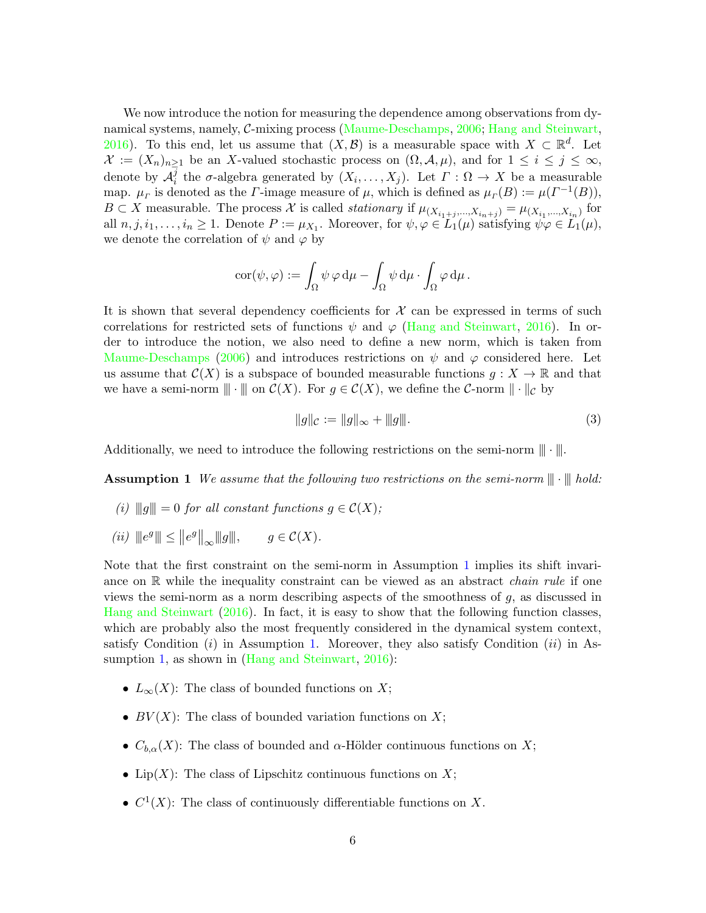We now introduce the notion for measuring the dependence among observations from dynamical systems, namely, $\mathcal{C}$-mixing process (Maume-Deschamps, 2006; Hang and Steinwart, 2016). To this end, let us assume that $(X, \mathcal{B})$ is a measurable space with $X \subset \mathbb{R}^d$. Let $\mathcal{X} := (X_n)_{n \geq 1}$ be an $X$-valued stochastic process on $(\Omega, \mathcal{A}, \mu)$, and for $1 \leq i \leq j \leq \infty$, denote by $\mathcal{A}_i^j$ the $\sigma$-algebra generated by $(X_i, \ldots, X_j)$. Let $\Gamma : \Omega \to X$ be a measurable map. $\mu_\Gamma$ is denoted as the $\Gamma$-image measure of $\mu$, which is defined as $\mu_\Gamma(B) := \mu(\Gamma^{-1}(B))$, $B \subset X$ measurable. The process $\mathcal{X}$ is called *stationary* if $\mu_{(X_{i_1+j}, \ldots, X_{i_n+j})} = \mu_{(X_{i_1}, \ldots, X_{i_n})}$ for all $n, j, i_1, \ldots, i_n \geq 1$. Denote $P := \mu_{X_1}$. Moreover, for $\psi, \varphi \in L_1(\mu)$ satisfying $\psi\varphi \in L_1(\mu)$, we denote the correlation of $\psi$ and $\varphi$ by

$$\operatorname{cor}(\psi, \varphi) := \int_\Omega \psi \, \varphi \, \mathrm{d}\mu - \int_\Omega \psi \, \mathrm{d}\mu \cdot \int_\Omega \varphi \, \mathrm{d}\mu \, .$$

It is shown that several dependency coefficients for $\mathcal{X}$ can be expressed in terms of such correlations for restricted sets of functions $\psi$ and $\varphi$ (Hang and Steinwart, 2016). In order to introduce the notion, we also need to define a new norm, which is taken from Maume-Deschamps (2006) and introduces restrictions on $\psi$ and $\varphi$ considered here. Let us assume that $\mathcal{C}(X)$ is a subspace of bounded measurable functions $g : X \to \mathbb{R}$ and that we have a semi-norm $|||\cdot|||$ on $\mathcal{C}(X)$. For $g \in \mathcal{C}(X)$, we define the $\mathcal{C}$-norm $\|\cdot\|_\mathcal{C}$ by

$$\|g\|_\mathcal{C} := \|g\|_\infty + |||g|||. \tag{3}$$

Additionally, we need to introduce the following restrictions on the semi-norm $|||\cdot|||$.

**Assumption 1** *We assume that the following two restrictions on the semi-norm $|||\cdot|||$ hold:*

*(i)* $|||g||| = 0$ *for all constant functions* $g \in \mathcal{C}(X)$*;*

*(ii)* $|||e^g||| \leq \left\|e^g\right\|_\infty |||g|||, \qquad g \in \mathcal{C}(X).$

Note that the first constraint on the semi-norm in Assumption 1 implies its shift invariance on $\mathbb{R}$ while the inequality constraint can be viewed as an abstract *chain rule* if one views the semi-norm as a norm describing aspects of the smoothness of $g$, as discussed in Hang and Steinwart (2016). In fact, it is easy to show that the following function classes, which are probably also the most frequently considered in the dynamical system context, satisfy Condition $(i)$ in Assumption 1. Moreover, they also satisfy Condition $(ii)$ in Assumption 1, as shown in (Hang and Steinwart, 2016):

- $L_\infty(X)$: The class of bounded functions on $X$;
- $BV(X)$: The class of bounded variation functions on $X$;
- $C_{b,\alpha}(X)$: The class of bounded and $\alpha$-Hölder continuous functions on $X$;
- $\mathrm{Lip}(X)$: The class of Lipschitz continuous functions on $X$;
- $C^1(X)$: The class of continuously differentiable functions on $X$.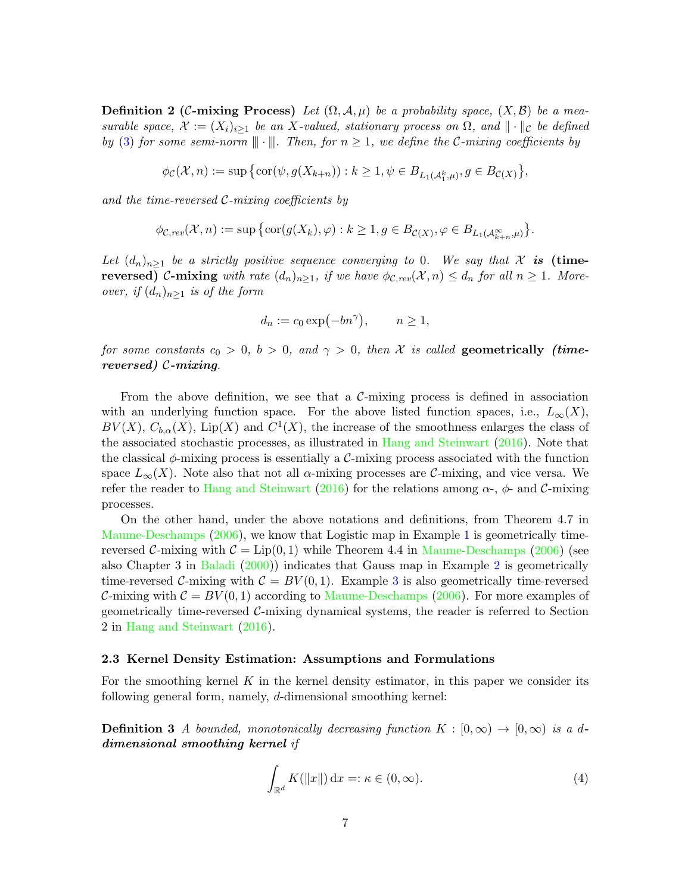**Definition 2 ($\mathcal{C}$-mixing Process)** *Let $(\Omega, \mathcal{A}, \mu)$ be a probability space, $(X, \mathcal{B})$ be a measurable space, $\mathcal{X} := (X_i)_{i\geq 1}$ be an $X$-valued, stationary process on $\Omega$, and $\|\cdot\|_{\mathcal{C}}$ be defined by (3) for some semi-norm $\||\cdot\||$. Then, for $n \geq 1$, we define the $\mathcal{C}$-mixing coefficients by*

$$\phi_{\mathcal{C}}(\mathcal{X}, n) := \sup\bigl\{\mathrm{cor}(\psi, g(X_{k+n})) : k \geq 1, \psi \in B_{L_1(\mathcal{A}_1^k, \mu)}, g \in B_{\mathcal{C}(X)}\bigr\},$$

*and the time-reversed $\mathcal{C}$-mixing coefficients by*

$$\phi_{\mathcal{C},rev}(\mathcal{X}, n) := \sup\bigl\{\mathrm{cor}(g(X_k), \varphi) : k \geq 1, g \in B_{\mathcal{C}(X)}, \varphi \in B_{L_1(\mathcal{A}_{k+n}^\infty, \mu)}\bigr\}.$$

*Let $(d_n)_{n\geq 1}$ be a strictly positive sequence converging to 0. We say that $\mathcal{X}$* ***is*** **(time-reversed) $\mathcal{C}$-mixing** *with rate $(d_n)_{n\geq 1}$, if we have $\phi_{\mathcal{C},rev}(\mathcal{X}, n) \leq d_n$ for all $n \geq 1$. Moreover, if $(d_n)_{n\geq 1}$ is of the form*

$$d_n := c_0 \exp\bigl(-bn^\gamma\bigr), \qquad n \geq 1,$$

*for some constants $c_0 > 0$, $b > 0$, and $\gamma > 0$, then $\mathcal{X}$ is called* **geometrically *(time-reversed) $\mathcal{C}$-mixing***.

From the above definition, we see that a $\mathcal{C}$-mixing process is defined in association with an underlying function space. For the above listed function spaces, i.e., $L_\infty(X)$, $BV(X)$, $C_{b,\alpha}(X)$, $\mathrm{Lip}(X)$ and $C^1(X)$, the increase of the smoothness enlarges the class of the associated stochastic processes, as illustrated in Hang and Steinwart (2016). Note that the classical $\phi$-mixing process is essentially a $\mathcal{C}$-mixing process associated with the function space $L_\infty(X)$. Note also that not all $\alpha$-mixing processes are $\mathcal{C}$-mixing, and vice versa. We refer the reader to Hang and Steinwart (2016) for the relations among $\alpha$-, $\phi$- and $\mathcal{C}$-mixing processes.

On the other hand, under the above notations and definitions, from Theorem 4.7 in Maume-Deschamps (2006), we know that Logistic map in Example 1 is geometrically time-reversed $\mathcal{C}$-mixing with $\mathcal{C} = \mathrm{Lip}(0, 1)$ while Theorem 4.4 in Maume-Deschamps (2006) (see also Chapter 3 in Baladi (2000)) indicates that Gauss map in Example 2 is geometrically time-reversed $\mathcal{C}$-mixing with $\mathcal{C} = BV(0, 1)$. Example 3 is also geometrically time-reversed $\mathcal{C}$-mixing with $\mathcal{C} = BV(0, 1)$ according to Maume-Deschamps (2006). For more examples of geometrically time-reversed $\mathcal{C}$-mixing dynamical systems, the reader is referred to Section 2 in Hang and Steinwart (2016).

### 2.3 Kernel Density Estimation: Assumptions and Formulations

For the smoothing kernel $K$ in the kernel density estimator, in this paper we consider its following general form, namely, $d$-dimensional smoothing kernel:

**Definition 3** *A bounded, monotonically decreasing function $K : [0, \infty) \to [0, \infty)$ is a $d$-**dimensional smoothing kernel** if*

$$\int_{\mathbb{R}^d} K(\|x\|)\,\mathrm{d}x =: \kappa \in (0, \infty). \tag{4}$$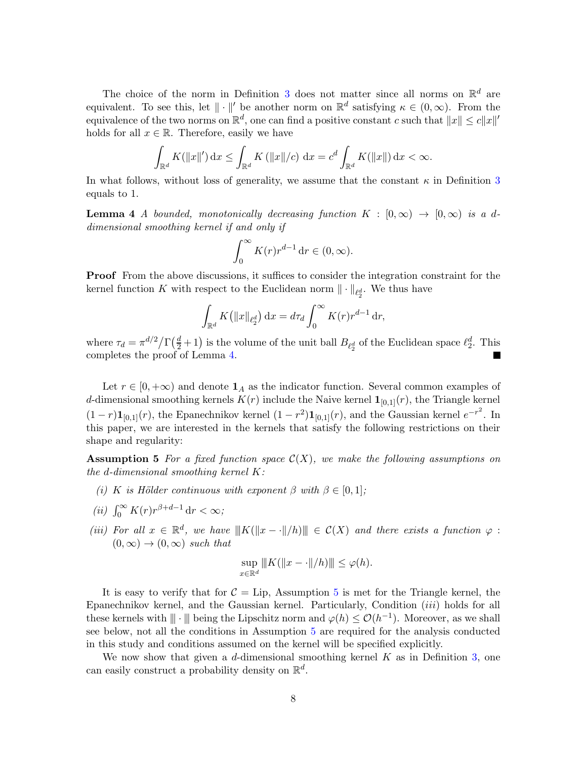The choice of the norm in Definition 3 does not matter since all norms on $\mathbb{R}^d$ are equivalent. To see this, let $\|\cdot\|'$ be another norm on $\mathbb{R}^d$ satisfying $\kappa \in (0, \infty)$. From the equivalence of the two norms on $\mathbb{R}^d$, one can find a positive constant $c$ such that $\|x\| \leq c\|x\|'$ holds for all $x \in \mathbb{R}$. Therefore, easily we have

$$\int_{\mathbb{R}^d} K(\|x\|')\,\mathrm{d}x \leq \int_{\mathbb{R}^d} K\left(\|x\|/c\right)\,\mathrm{d}x = c^d \int_{\mathbb{R}^d} K(\|x\|)\,\mathrm{d}x < \infty.$$

In what follows, without loss of generality, we assume that the constant $\kappa$ in Definition 3 equals to 1.

**Lemma 4** *A bounded, monotonically decreasing function $K : [0, \infty) \to [0, \infty)$ is a $d$-dimensional smoothing kernel if and only if*

$$\int_0^\infty K(r) r^{d-1}\,\mathrm{d}r \in (0, \infty).$$

**Proof** From the above discussions, it suffices to consider the integration constraint for the kernel function $K$ with respect to the Euclidean norm $\|\cdot\|_{\ell_2^d}$. We thus have

$$\int_{\mathbb{R}^d} K\big(\|x\|_{\ell_2^d}\big)\,\mathrm{d}x = d\tau_d \int_0^\infty K(r) r^{d-1}\,\mathrm{d}r,$$

where $\tau_d = \pi^{d/2}/\Gamma\big(\frac{d}{2}+1\big)$ is the volume of the unit ball $B_{\ell_2^d}$ of the Euclidean space $\ell_2^d$. This completes the proof of Lemma 4. ■

Let $r \in [0, +\infty)$ and denote $\mathbf{1}_A$ as the indicator function. Several common examples of $d$-dimensional smoothing kernels $K(r)$ include the Naive kernel $\mathbf{1}_{[0,1]}(r)$, the Triangle kernel $(1-r)\mathbf{1}_{[0,1]}(r)$, the Epanechnikov kernel $(1-r^2)\mathbf{1}_{[0,1]}(r)$, and the Gaussian kernel $e^{-r^2}$. In this paper, we are interested in the kernels that satisfy the following restrictions on their shape and regularity:

**Assumption 5** *For a fixed function space $\mathcal{C}(X)$, we make the following assumptions on the $d$-dimensional smoothing kernel $K$:*

*(i) $K$ is Hölder continuous with exponent $\beta$ with $\beta \in [0, 1]$;*

*(ii) $\int_0^\infty K(r) r^{\beta+d-1}\,\mathrm{d}r < \infty$;*

*(iii) For all $x \in \mathbb{R}^d$, we have $\|\!|K(\|x - \cdot\|/h)|\!\| \in \mathcal{C}(X)$ and there exists a function $\varphi : (0, \infty) \to (0, \infty)$ such that*

$$\sup_{x \in \mathbb{R}^d} \|\!|K(\|x - \cdot\|/h)|\!\| \leq \varphi(h).$$

It is easy to verify that for $\mathcal{C} = \mathrm{Lip}$, Assumption 5 is met for the Triangle kernel, the Epanechnikov kernel, and the Gaussian kernel. Particularly, Condition $(iii)$ holds for all these kernels with $\|\!|\cdot|\!\|$ being the Lipschitz norm and $\varphi(h) \leq \mathcal{O}(h^{-1})$. Moreover, as we shall see below, not all the conditions in Assumption 5 are required for the analysis conducted in this study and conditions assumed on the kernel will be specified explicitly.

We now show that given a $d$-dimensional smoothing kernel $K$ as in Definition 3, one can easily construct a probability density on $\mathbb{R}^d$.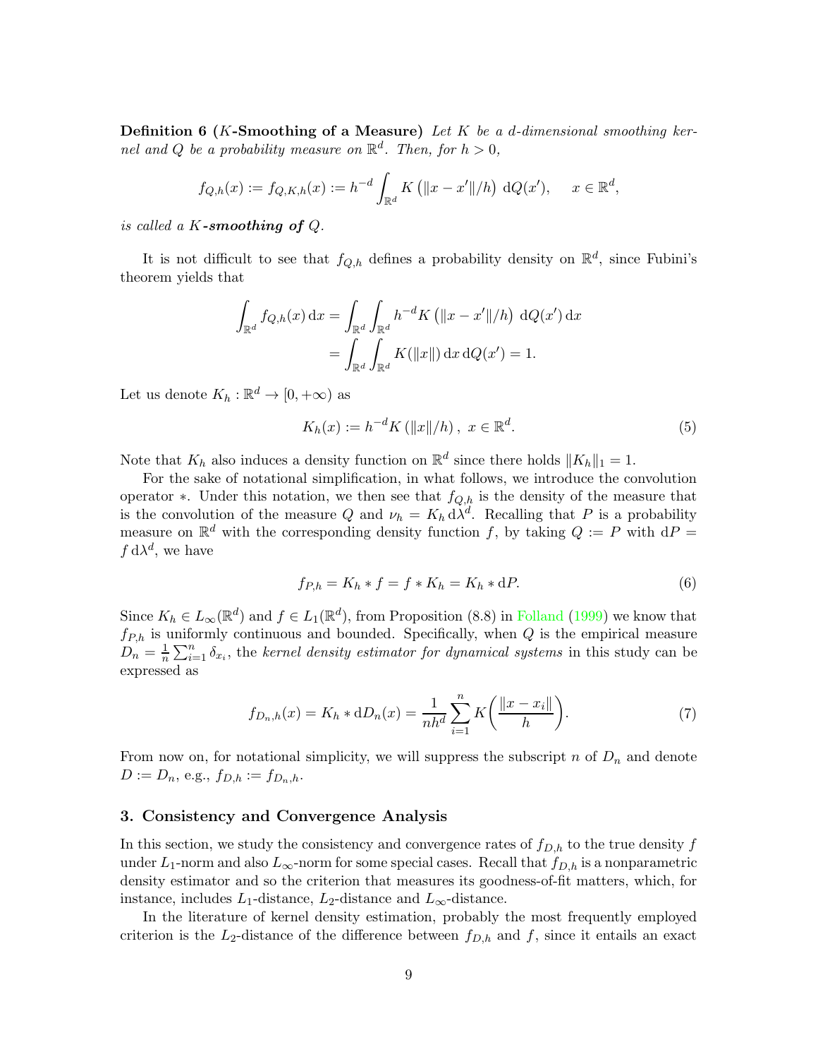**Definition 6 ($K$-Smoothing of a Measure)** *Let $K$ be a $d$-dimensional smoothing kernel and $Q$ be a probability measure on $\mathbb{R}^d$. Then, for $h > 0$,*

$$f_{Q,h}(x) := f_{Q,K,h}(x) := h^{-d} \int_{\mathbb{R}^d} K\left(\|x - x'\|/h\right) \, \mathrm{d}Q(x'), \qquad x \in \mathbb{R}^d,$$

*is called a **$K$-smoothing of $Q$**.*

It is not difficult to see that $f_{Q,h}$ defines a probability density on $\mathbb{R}^d$, since Fubini's theorem yields that

$$\begin{aligned}
\int_{\mathbb{R}^d} f_{Q,h}(x) \, \mathrm{d}x &= \int_{\mathbb{R}^d} \int_{\mathbb{R}^d} h^{-d} K\left(\|x - x'\|/h\right) \, \mathrm{d}Q(x') \, \mathrm{d}x \\
&= \int_{\mathbb{R}^d} \int_{\mathbb{R}^d} K(\|x\|) \, \mathrm{d}x \, \mathrm{d}Q(x') = 1.
\end{aligned}$$

Let us denote $K_h : \mathbb{R}^d \to [0, +\infty)$ as

$$K_h(x) := h^{-d} K\left(\|x\|/h\right), \; x \in \mathbb{R}^d. \tag{5}$$

Note that $K_h$ also induces a density function on $\mathbb{R}^d$ since there holds $\|K_h\|_1 = 1$.

For the sake of notational simplification, in what follows, we introduce the convolution operator $*$. Under this notation, we then see that $f_{Q,h}$ is the density of the measure that is the convolution of the measure $Q$ and $\nu_h = K_h \, \mathrm{d}\lambda^d$. Recalling that $P$ is a probability measure on $\mathbb{R}^d$ with the corresponding density function $f$, by taking $Q := P$ with $\mathrm{d}P = f \, \mathrm{d}\lambda^d$, we have

$$f_{P,h} = K_h * f = f * K_h = K_h * \mathrm{d}P. \tag{6}$$

Since $K_h \in L_\infty(\mathbb{R}^d)$ and $f \in L_1(\mathbb{R}^d)$, from Proposition (8.8) in Folland (1999) we know that $f_{P,h}$ is uniformly continuous and bounded. Specifically, when $Q$ is the empirical measure $D_n = \frac{1}{n} \sum_{i=1}^n \delta_{x_i}$, the *kernel density estimator for dynamical systems* in this study can be expressed as

$$f_{D_n,h}(x) = K_h * \mathrm{d}D_n(x) = \frac{1}{nh^d} \sum_{i=1}^n K\left(\frac{\|x - x_i\|}{h}\right). \tag{7}$$

From now on, for notational simplicity, we will suppress the subscript $n$ of $D_n$ and denote $D := D_n$, e.g., $f_{D,h} := f_{D_n,h}$.

## 3. Consistency and Convergence Analysis

In this section, we study the consistency and convergence rates of $f_{D,h}$ to the true density $f$ under $L_1$-norm and also $L_\infty$-norm for some special cases. Recall that $f_{D,h}$ is a nonparametric density estimator and so the criterion that measures its goodness-of-fit matters, which, for instance, includes $L_1$-distance, $L_2$-distance and $L_\infty$-distance.

In the literature of kernel density estimation, probably the most frequently employed criterion is the $L_2$-distance of the difference between $f_{D,h}$ and $f$, since it entails an exact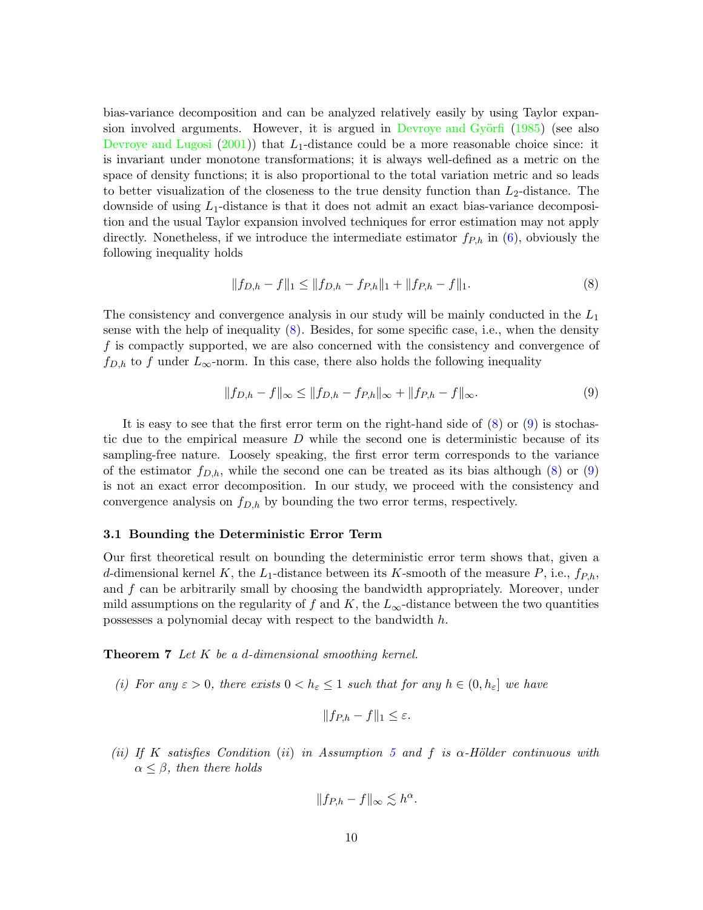bias-variance decomposition and can be analyzed relatively easily by using Taylor expansion involved arguments. However, it is argued in Devroye and Györfi (1985) (see also Devroye and Lugosi (2001)) that $L_1$-distance could be a more reasonable choice since: it is invariant under monotone transformations; it is always well-defined as a metric on the space of density functions; it is also proportional to the total variation metric and so leads to better visualization of the closeness to the true density function than $L_2$-distance. The downside of using $L_1$-distance is that it does not admit an exact bias-variance decomposition and the usual Taylor expansion involved techniques for error estimation may not apply directly. Nonetheless, if we introduce the intermediate estimator $f_{P,h}$ in (6), obviously the following inequality holds

$$\|f_{D,h} - f\|_1 \leq \|f_{D,h} - f_{P,h}\|_1 + \|f_{P,h} - f\|_1. \tag{8}$$

The consistency and convergence analysis in our study will be mainly conducted in the $L_1$ sense with the help of inequality (8). Besides, for some specific case, i.e., when the density $f$ is compactly supported, we are also concerned with the consistency and convergence of $f_{D,h}$ to $f$ under $L_\infty$-norm. In this case, there also holds the following inequality

$$\|f_{D,h} - f\|_\infty \leq \|f_{D,h} - f_{P,h}\|_\infty + \|f_{P,h} - f\|_\infty. \tag{9}$$

It is easy to see that the first error term on the right-hand side of (8) or (9) is stochastic due to the empirical measure $D$ while the second one is deterministic because of its sampling-free nature. Loosely speaking, the first error term corresponds to the variance of the estimator $f_{D,h}$, while the second one can be treated as its bias although (8) or (9) is not an exact error decomposition. In our study, we proceed with the consistency and convergence analysis on $f_{D,h}$ by bounding the two error terms, respectively.

### 3.1 Bounding the Deterministic Error Term

Our first theoretical result on bounding the deterministic error term shows that, given a $d$-dimensional kernel $K$, the $L_1$-distance between its $K$-smooth of the measure $P$, i.e., $f_{P,h}$, and $f$ can be arbitrarily small by choosing the bandwidth appropriately. Moreover, under mild assumptions on the regularity of $f$ and $K$, the $L_\infty$-distance between the two quantities possesses a polynomial decay with respect to the bandwidth $h$.

**Theorem 7** *Let $K$ be a $d$-dimensional smoothing kernel.*

*(i) For any $\varepsilon > 0$, there exists $0 < h_\varepsilon \leq 1$ such that for any $h \in (0, h_\varepsilon]$ we have*

$$\|f_{P,h} - f\|_1 \leq \varepsilon.$$

*(ii) If $K$ satisfies Condition (ii) in Assumption 5 and $f$ is $\alpha$-Hölder continuous with $\alpha \leq \beta$, then there holds*

$$\|f_{P,h} - f\|_\infty \lesssim h^\alpha.$$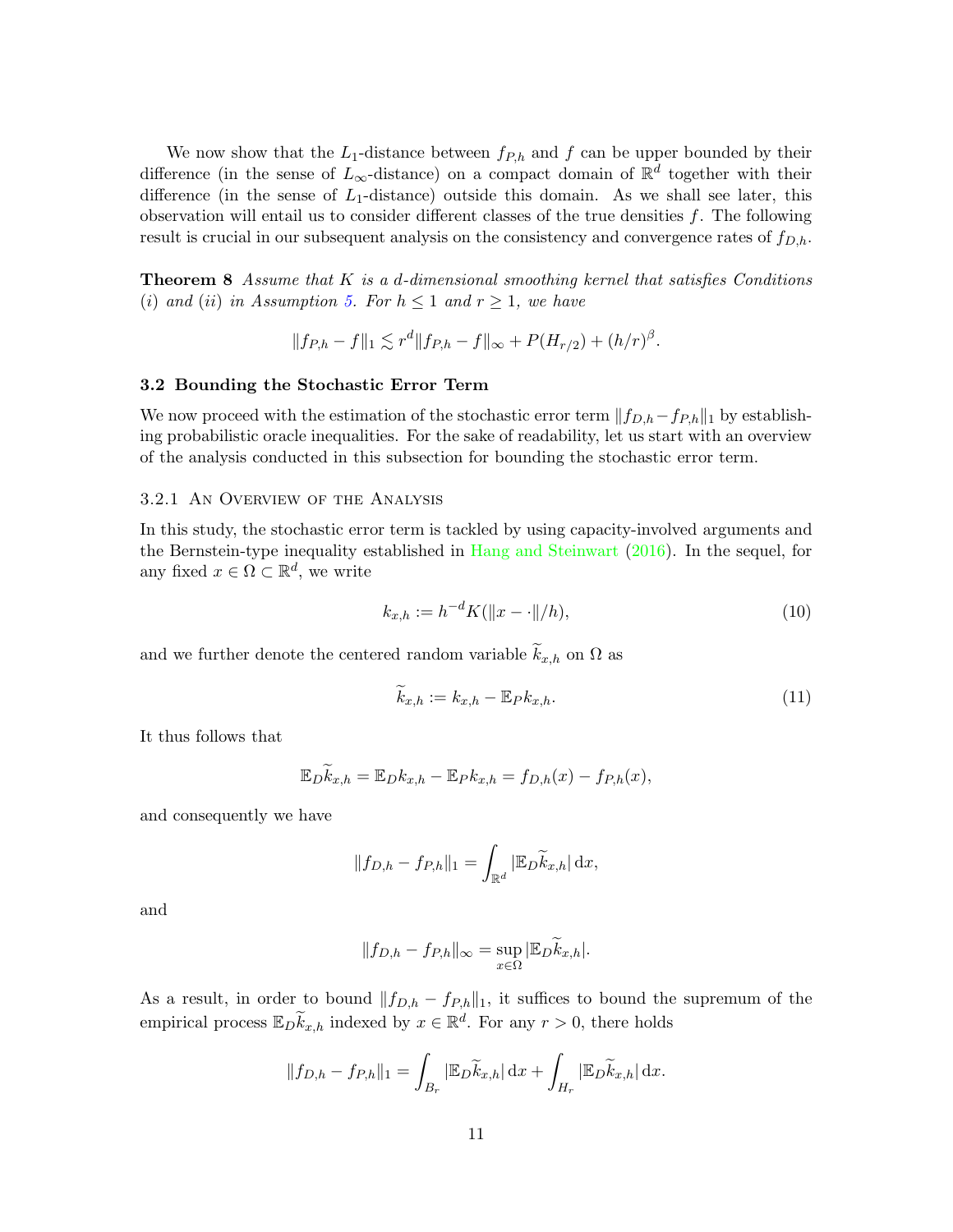We now show that the $L_1$-distance between $f_{P,h}$ and $f$ can be upper bounded by their difference (in the sense of $L_\infty$-distance) on a compact domain of $\mathbb{R}^d$ together with their difference (in the sense of $L_1$-distance) outside this domain. As we shall see later, this observation will entail us to consider different classes of the true densities $f$. The following result is crucial in our subsequent analysis on the consistency and convergence rates of $f_{D,h}$.

**Theorem 8** *Assume that $K$ is a $d$-dimensional smoothing kernel that satisfies Conditions $(i)$ and $(ii)$ in Assumption 5. For $h \leq 1$ and $r \geq 1$, we have*

$$\|f_{P,h} - f\|_1 \lesssim r^d \|f_{P,h} - f\|_\infty + P(H_{r/2}) + (h/r)^\beta.$$

### 3.2 Bounding the Stochastic Error Term

We now proceed with the estimation of the stochastic error term $\|f_{D,h} - f_{P,h}\|_1$ by establishing probabilistic oracle inequalities. For the sake of readability, let us start with an overview of the analysis conducted in this subsection for bounding the stochastic error term.

#### 3.2.1 An Overview of the Analysis

In this study, the stochastic error term is tackled by using capacity-involved arguments and the Bernstein-type inequality established in Hang and Steinwart (2016). In the sequel, for any fixed $x \in \Omega \subset \mathbb{R}^d$, we write

$$k_{x,h} := h^{-d} K(\|x - \cdot\|/h), \tag{10}$$

and we further denote the centered random variable $\widetilde{k}_{x,h}$ on $\Omega$ as

$$\widetilde{k}_{x,h} := k_{x,h} - \mathbb{E}_P k_{x,h}. \tag{11}$$

It thus follows that

$$\mathbb{E}_D \widetilde{k}_{x,h} = \mathbb{E}_D k_{x,h} - \mathbb{E}_P k_{x,h} = f_{D,h}(x) - f_{P,h}(x),$$

and consequently we have

$$\|f_{D,h} - f_{P,h}\|_1 = \int_{\mathbb{R}^d} |\mathbb{E}_D \widetilde{k}_{x,h}| \, \mathrm{d}x,$$

and

$$\|f_{D,h} - f_{P,h}\|_\infty = \sup_{x \in \Omega} |\mathbb{E}_D \widetilde{k}_{x,h}|.$$

As a result, in order to bound $\|f_{D,h} - f_{P,h}\|_1$, it suffices to bound the supremum of the empirical process $\mathbb{E}_D \widetilde{k}_{x,h}$ indexed by $x \in \mathbb{R}^d$. For any $r > 0$, there holds

$$\|f_{D,h} - f_{P,h}\|_1 = \int_{B_r} |\mathbb{E}_D \widetilde{k}_{x,h}| \, \mathrm{d}x + \int_{H_r} |\mathbb{E}_D \widetilde{k}_{x,h}| \, \mathrm{d}x.$$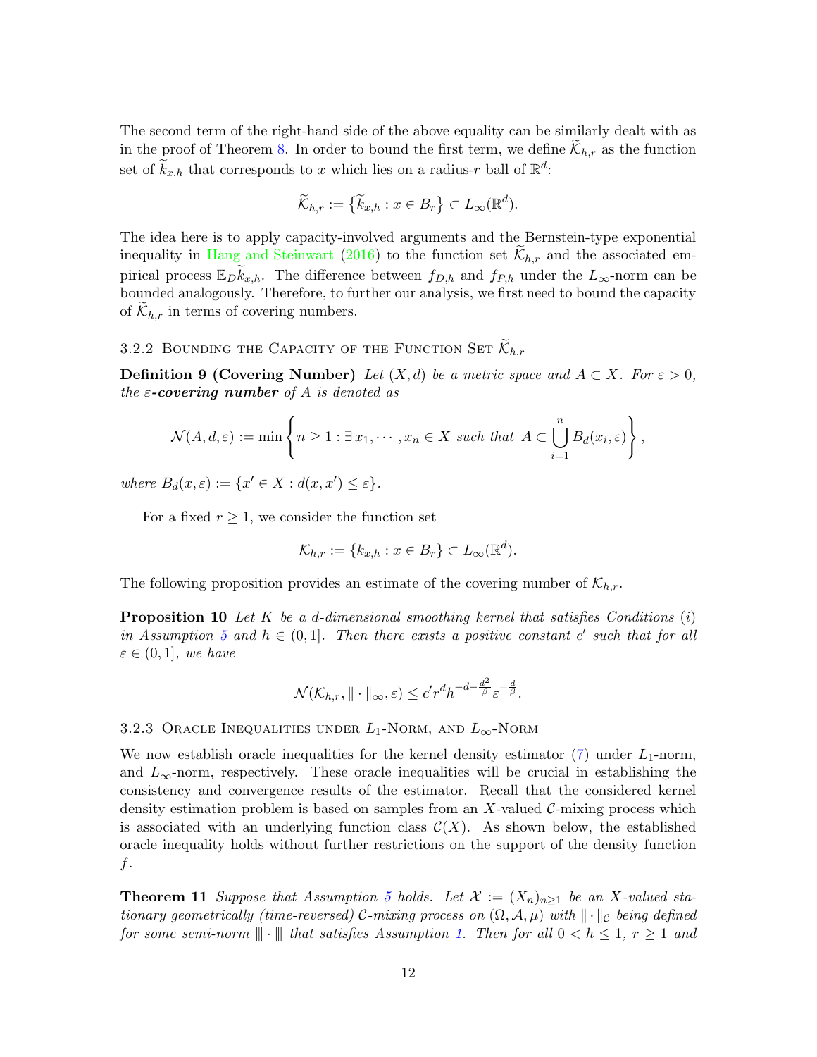The second term of the right-hand side of the above equality can be similarly dealt with as in the proof of Theorem 8. In order to bound the first term, we define $\widetilde{\mathcal{K}}_{h,r}$ as the function set of $\widetilde{k}_{x,h}$ that corresponds to $x$ which lies on a radius-$r$ ball of $\mathbb{R}^d$:

$$\widetilde{\mathcal{K}}_{h,r} := \{\widetilde{k}_{x,h} : x \in B_r\} \subset L_\infty(\mathbb{R}^d).$$

The idea here is to apply capacity-involved arguments and the Bernstein-type exponential inequality in Hang and Steinwart (2016) to the function set $\widetilde{\mathcal{K}}_{h,r}$ and the associated empirical process $\mathbb{E}_D \widetilde{k}_{x,h}$. The difference between $f_{D,h}$ and $f_{P,h}$ under the $L_\infty$-norm can be bounded analogously. Therefore, to further our analysis, we first need to bound the capacity of $\widetilde{\mathcal{K}}_{h,r}$ in terms of covering numbers.

### 3.2.2 Bounding the Capacity of the Function Set $\widetilde{\mathcal{K}}_{h,r}$

**Definition 9 (Covering Number)** *Let $(X, d)$ be a metric space and $A \subset X$. For $\varepsilon > 0$, the $\varepsilon$-**covering number** of $A$ is denoted as*

$$\mathcal{N}(A, d, \varepsilon) := \min \left\{ n \geq 1 : \exists x_1, \cdots, x_n \in X \text{ such that } A \subset \bigcup_{i=1}^{n} B_d(x_i, \varepsilon) \right\},$$

*where $B_d(x, \varepsilon) := \{x' \in X : d(x, x') \leq \varepsilon\}$.*

For a fixed $r \geq 1$, we consider the function set

$$\mathcal{K}_{h,r} := \{k_{x,h} : x \in B_r\} \subset L_\infty(\mathbb{R}^d).$$

The following proposition provides an estimate of the covering number of $\mathcal{K}_{h,r}$.

**Proposition 10** *Let $K$ be a $d$-dimensional smoothing kernel that satisfies Conditions $(i)$ in Assumption 5 and $h \in (0, 1]$. Then there exists a positive constant $c'$ such that for all $\varepsilon \in (0, 1]$, we have*

$$\mathcal{N}(\mathcal{K}_{h,r}, \|\cdot\|_\infty, \varepsilon) \leq c' r^d h^{-d-\frac{d^2}{\beta}} \varepsilon^{-\frac{d}{\beta}}.$$

### 3.2.3 Oracle Inequalities under $L_1$-Norm, and $L_\infty$-Norm

We now establish oracle inequalities for the kernel density estimator (7) under $L_1$-norm, and $L_\infty$-norm, respectively. These oracle inequalities will be crucial in establishing the consistency and convergence results of the estimator. Recall that the considered kernel density estimation problem is based on samples from an $X$-valued $\mathcal{C}$-mixing process which is associated with an underlying function class $\mathcal{C}(X)$. As shown below, the established oracle inequality holds without further restrictions on the support of the density function $f$.

**Theorem 11** *Suppose that Assumption 5 holds. Let $\mathcal{X} := (X_n)_{n\geq 1}$ be an $X$-valued stationary geometrically (time-reversed) $\mathcal{C}$-mixing process on $(\Omega, \mathcal{A}, \mu)$ with $\|\cdot\|_{\mathcal{C}}$ being defined for some semi-norm $\interleave \cdot \interleave$ that satisfies Assumption 1. Then for all $0 < h \leq 1$, $r \geq 1$ and*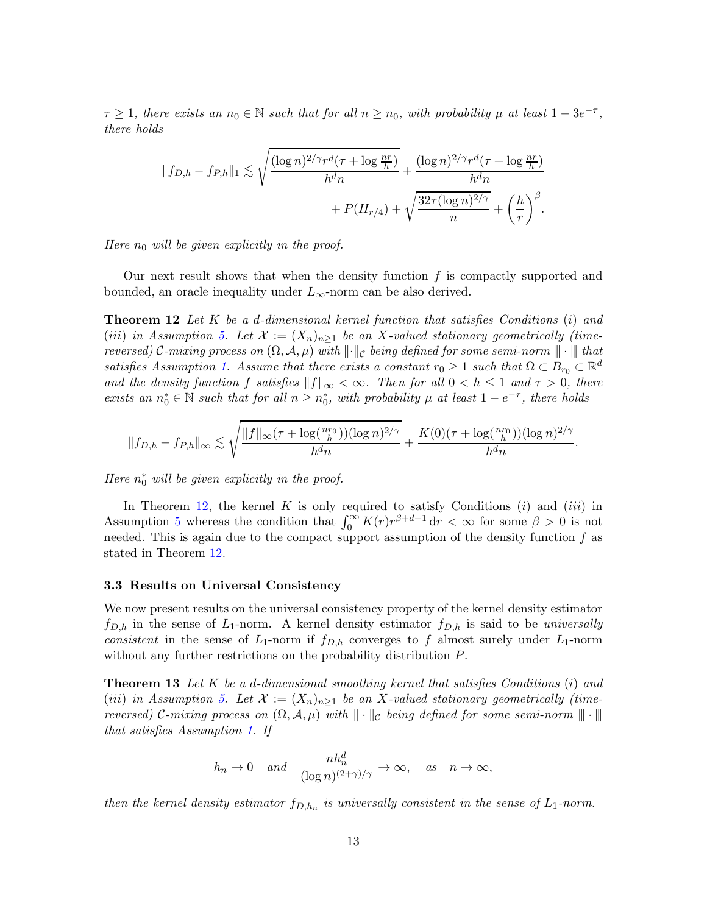*$\tau \geq 1$, there exists an $n_0 \in \mathbb{N}$ such that for all $n \geq n_0$, with probability $\mu$ at least $1 - 3e^{-\tau}$, there holds*

$$\|f_{D,h} - f_{P,h}\|_1 \lesssim \sqrt{\frac{(\log n)^{2/\gamma} r^d (\tau + \log \frac{nr}{h})}{h^d n}} + \frac{(\log n)^{2/\gamma} r^d (\tau + \log \frac{nr}{h})}{h^d n} + P(H_{r/4}) + \sqrt{\frac{32\tau (\log n)^{2/\gamma}}{n}} + \left(\frac{h}{r}\right)^{\beta}.$$

*Here $n_0$ will be given explicitly in the proof.*

Our next result shows that when the density function $f$ is compactly supported and bounded, an oracle inequality under $L_\infty$-norm can be also derived.

**Theorem 12** *Let $K$ be a $d$-dimensional kernel function that satisfies Conditions $(i)$ and $(iii)$ in Assumption 5. Let $\mathcal{X} := (X_n)_{n \geq 1}$ be an $X$-valued stationary geometrically (time-reversed) $\mathcal{C}$-mixing process on $(\Omega, \mathcal{A}, \mu)$ with $\|\cdot\|_{\mathcal{C}}$ being defined for some semi-norm $\|\!|\cdot|\!\|$ that satisfies Assumption 1. Assume that there exists a constant $r_0 \geq 1$ such that $\Omega \subset B_{r_0} \subset \mathbb{R}^d$ and the density function $f$ satisfies $\|f\|_\infty < \infty$. Then for all $0 < h \leq 1$ and $\tau > 0$, there exists an $n_0^* \in \mathbb{N}$ such that for all $n \geq n_0^*$, with probability $\mu$ at least $1 - e^{-\tau}$, there holds*

$$\|f_{D,h} - f_{P,h}\|_\infty \lesssim \sqrt{\frac{\|f\|_\infty (\tau + \log(\frac{nr_0}{h}))(\log n)^{2/\gamma}}{h^d n}} + \frac{K(0)(\tau + \log(\frac{nr_0}{h}))(\log n)^{2/\gamma}}{h^d n}.$$

*Here $n_0^*$ will be given explicitly in the proof.*

In Theorem 12, the kernel $K$ is only required to satisfy Conditions $(i)$ and $(iii)$ in Assumption 5 whereas the condition that $\int_0^\infty K(r) r^{\beta+d-1} \, \mathrm{d}r < \infty$ for some $\beta > 0$ is not needed. This is again due to the compact support assumption of the density function $f$ as stated in Theorem 12.

### 3.3 Results on Universal Consistency

We now present results on the universal consistency property of the kernel density estimator $f_{D,h}$ in the sense of $L_1$-norm. A kernel density estimator $f_{D,h}$ is said to be *universally consistent* in the sense of $L_1$-norm if $f_{D,h}$ converges to $f$ almost surely under $L_1$-norm without any further restrictions on the probability distribution $P$.

**Theorem 13** *Let $K$ be a $d$-dimensional smoothing kernel that satisfies Conditions $(i)$ and $(iii)$ in Assumption 5. Let $\mathcal{X} := (X_n)_{n \geq 1}$ be an $X$-valued stationary geometrically (time-reversed) $\mathcal{C}$-mixing process on $(\Omega, \mathcal{A}, \mu)$ with $\|\cdot\|_{\mathcal{C}}$ being defined for some semi-norm $\|\!|\cdot|\!\|$ that satisfies Assumption 1. If*

$$h_n \to 0 \quad \text{and} \quad \frac{nh_n^d}{(\log n)^{(2+\gamma)/\gamma}} \to \infty, \quad \text{as} \quad n \to \infty,$$

*then the kernel density estimator $f_{D,h_n}$ is universally consistent in the sense of $L_1$-norm.*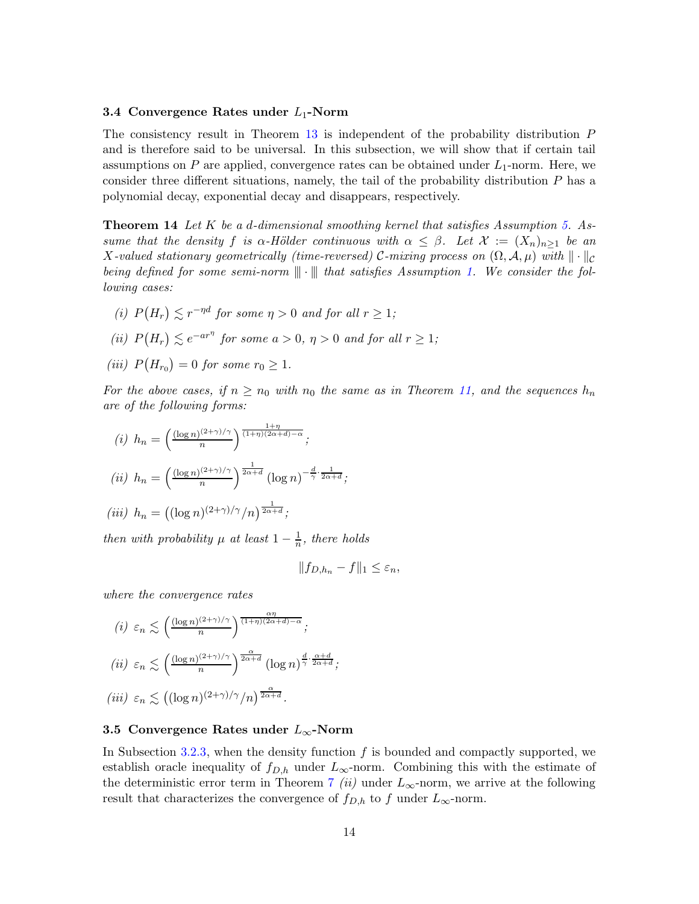### 3.4 Convergence Rates under $L_1$-Norm

The consistency result in Theorem 13 is independent of the probability distribution $P$ and is therefore said to be universal. In this subsection, we will show that if certain tail assumptions on $P$ are applied, convergence rates can be obtained under $L_1$-norm. Here, we consider three different situations, namely, the tail of the probability distribution $P$ has a polynomial decay, exponential decay and disappears, respectively.

**Theorem 14** *Let $K$ be a $d$-dimensional smoothing kernel that satisfies Assumption 5. Assume that the density $f$ is $\alpha$-Hölder continuous with $\alpha \leq \beta$. Let $\mathcal{X} := (X_n)_{n\geq 1}$ be an $X$-valued stationary geometrically (time-reversed) $\mathcal{C}$-mixing process on $(\Omega, \mathcal{A}, \mu)$ with $\|\cdot\|_{\mathcal{C}}$ being defined for some semi-norm $\|\!|\cdot|\!\|$ that satisfies Assumption 1. We consider the following cases:*

*(i) $P(H_r) \lesssim r^{-\eta d}$ for some $\eta > 0$ and for all $r \geq 1$;*

*(ii) $P(H_r) \lesssim e^{-ar^\eta}$ for some $a > 0$, $\eta > 0$ and for all $r \geq 1$;*

*(iii) $P(H_{r_0}) = 0$ for some $r_0 \geq 1$.*

*For the above cases, if $n \geq n_0$ with $n_0$ the same as in Theorem 11, and the sequences $h_n$ are of the following forms:*

*(i) $h_n = \left(\frac{(\log n)^{(2+\gamma)/\gamma}}{n}\right)^{\frac{1+\eta}{(1+\eta)(2\alpha+d)-\alpha}}$;*

*(ii) $h_n = \left(\frac{(\log n)^{(2+\gamma)/\gamma}}{n}\right)^{\frac{1}{2\alpha+d}} (\log n)^{-\frac{d}{\gamma}\cdot\frac{1}{2\alpha+d}}$;*

*(iii) $h_n = \left((\log n)^{(2+\gamma)/\gamma}/n\right)^{\frac{1}{2\alpha+d}}$;*

*then with probability $\mu$ at least $1 - \frac{1}{n}$, there holds*

$$\|f_{D,h_n} - f\|_1 \leq \varepsilon_n,$$

*where the convergence rates*

*(i) $\varepsilon_n \lesssim \left(\frac{(\log n)^{(2+\gamma)/\gamma}}{n}\right)^{\frac{\alpha\eta}{(1+\eta)(2\alpha+d)-\alpha}}$;*

*(ii) $\varepsilon_n \lesssim \left(\frac{(\log n)^{(2+\gamma)/\gamma}}{n}\right)^{\frac{\alpha}{2\alpha+d}} (\log n)^{\frac{d}{\gamma}\cdot\frac{\alpha+d}{2\alpha+d}}$;*

*(iii) $\varepsilon_n \lesssim \left((\log n)^{(2+\gamma)/\gamma}/n\right)^{\frac{\alpha}{2\alpha+d}}$.*

### 3.5 Convergence Rates under $L_\infty$-Norm

In Subsection 3.2.3, when the density function $f$ is bounded and compactly supported, we establish oracle inequality of $f_{D,h}$ under $L_\infty$-norm. Combining this with the estimate of the deterministic error term in Theorem 7 *(ii)* under $L_\infty$-norm, we arrive at the following result that characterizes the convergence of $f_{D,h}$ to $f$ under $L_\infty$-norm.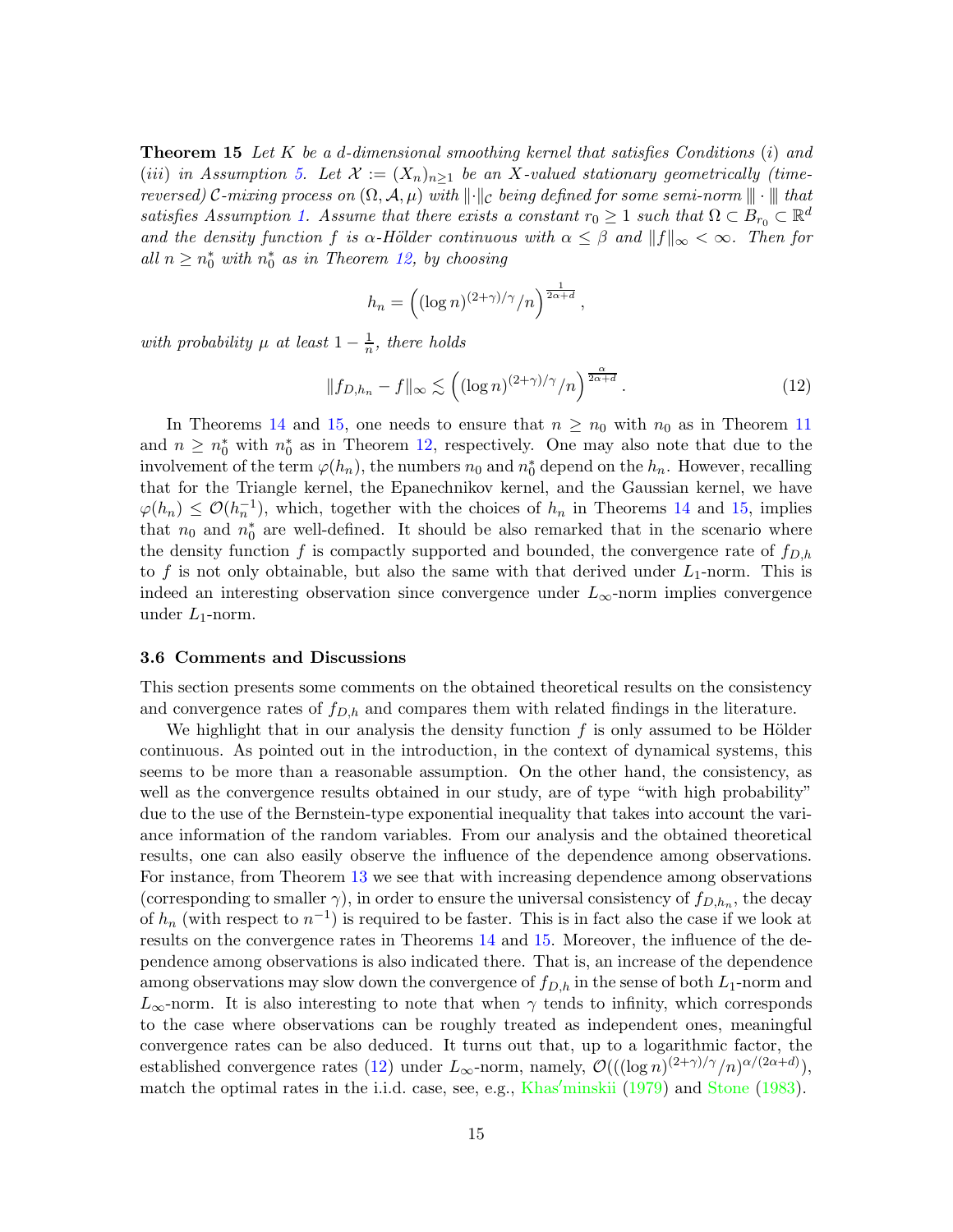**Theorem 15** *Let $K$ be a $d$-dimensional smoothing kernel that satisfies Conditions $(i)$ and $(iii)$ in Assumption 5. Let $\mathcal{X} := (X_n)_{n\geq 1}$ be an $X$-valued stationary geometrically (time-reversed) $\mathcal{C}$-mixing process on $(\Omega, \mathcal{A}, \mu)$ with $\|\cdot\|_{\mathcal{C}}$ being defined for some semi-norm $\|\!|\cdot|\!\|$ that satisfies Assumption 1. Assume that there exists a constant $r_0 \geq 1$ such that $\Omega \subset B_{r_0} \subset \mathbb{R}^d$ and the density function $f$ is $\alpha$-Hölder continuous with $\alpha \leq \beta$ and $\|f\|_\infty < \infty$. Then for all $n \geq n_0^*$ with $n_0^*$ as in Theorem 12, by choosing*

$$h_n = \left( (\log n)^{(2+\gamma)/\gamma} / n \right)^{\frac{1}{2\alpha+d}},$$

*with probability $\mu$ at least $1 - \frac{1}{n}$, there holds*

$$\|f_{D,h_n} - f\|_\infty \lesssim \left( (\log n)^{(2+\gamma)/\gamma} / n \right)^{\frac{\alpha}{2\alpha+d}}. \tag{12}$$

In Theorems 14 and 15, one needs to ensure that $n \geq n_0$ with $n_0$ as in Theorem 11 and $n \geq n_0^*$ with $n_0^*$ as in Theorem 12, respectively. One may also note that due to the involvement of the term $\varphi(h_n)$, the numbers $n_0$ and $n_0^*$ depend on the $h_n$. However, recalling that for the Triangle kernel, the Epanechnikov kernel, and the Gaussian kernel, we have $\varphi(h_n) \leq \mathcal{O}(h_n^{-1})$, which, together with the choices of $h_n$ in Theorems 14 and 15, implies that $n_0$ and $n_0^*$ are well-defined. It should be also remarked that in the scenario where the density function $f$ is compactly supported and bounded, the convergence rate of $f_{D,h}$ to $f$ is not only obtainable, but also the same with that derived under $L_1$-norm. This is indeed an interesting observation since convergence under $L_\infty$-norm implies convergence under $L_1$-norm.

### 3.6 Comments and Discussions

This section presents some comments on the obtained theoretical results on the consistency and convergence rates of $f_{D,h}$ and compares them with related findings in the literature.

We highlight that in our analysis the density function $f$ is only assumed to be Hölder continuous. As pointed out in the introduction, in the context of dynamical systems, this seems to be more than a reasonable assumption. On the other hand, the consistency, as well as the convergence results obtained in our study, are of type "with high probability" due to the use of the Bernstein-type exponential inequality that takes into account the variance information of the random variables. From our analysis and the obtained theoretical results, one can also easily observe the influence of the dependence among observations. For instance, from Theorem 13 we see that with increasing dependence among observations (corresponding to smaller $\gamma$), in order to ensure the universal consistency of $f_{D,h_n}$, the decay of $h_n$ (with respect to $n^{-1}$) is required to be faster. This is in fact also the case if we look at results on the convergence rates in Theorems 14 and 15. Moreover, the influence of the dependence among observations is also indicated there. That is, an increase of the dependence among observations may slow down the convergence of $f_{D,h}$ in the sense of both $L_1$-norm and $L_\infty$-norm. It is also interesting to note that when $\gamma$ tends to infinity, which corresponds to the case where observations can be roughly treated as independent ones, meaningful convergence rates can be also deduced. It turns out that, up to a logarithmic factor, the established convergence rates (12) under $L_\infty$-norm, namely, $\mathcal{O}(((\log n)^{(2+\gamma)/\gamma}/n)^{\alpha/(2\alpha+d)})$, match the optimal rates in the i.i.d. case, see, e.g., Khas′minskii (1979) and Stone (1983).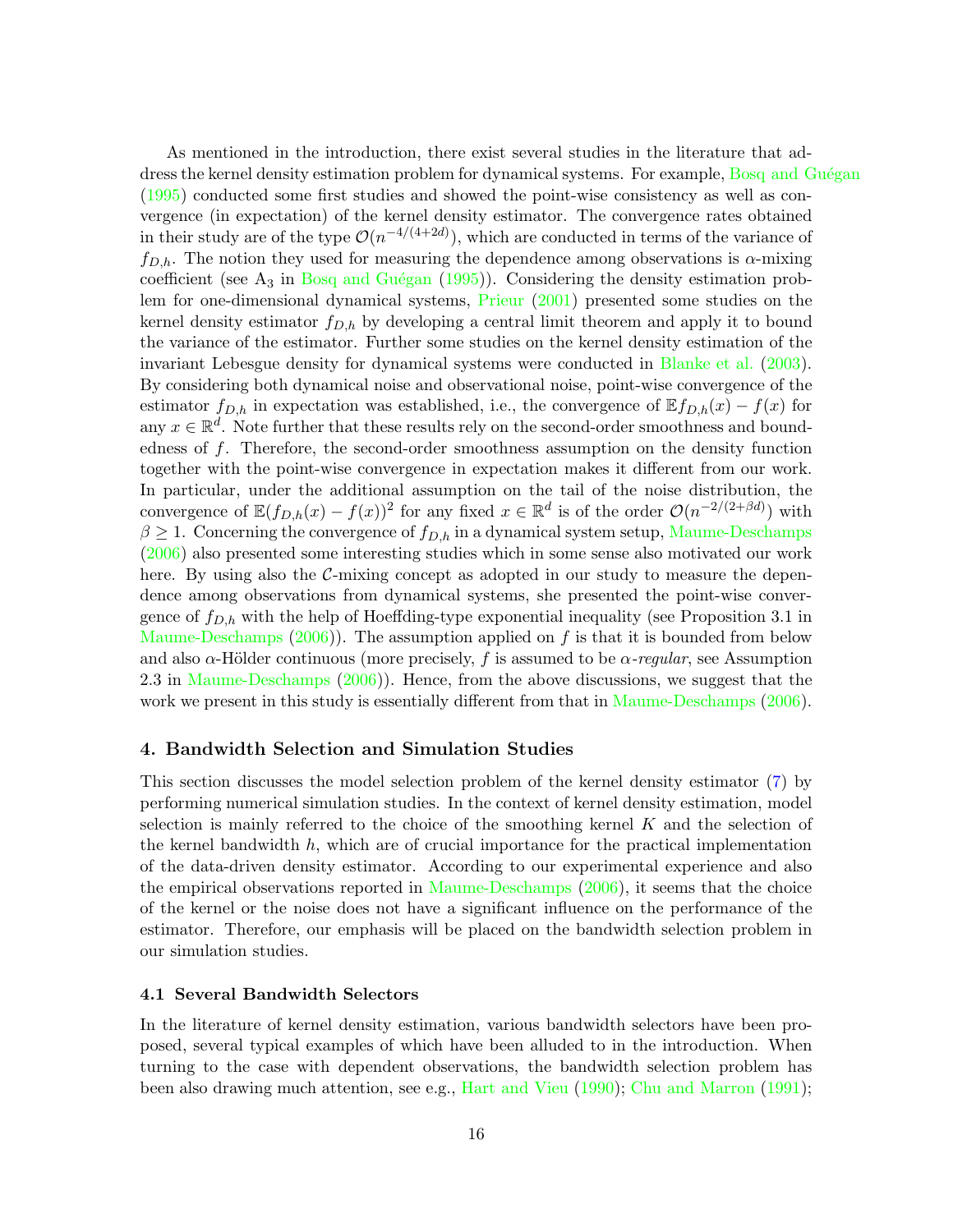As mentioned in the introduction, there exist several studies in the literature that address the kernel density estimation problem for dynamical systems. For example, Bosq and Guégan (1995) conducted some first studies and showed the point-wise consistency as well as convergence (in expectation) of the kernel density estimator. The convergence rates obtained in their study are of the type $\mathcal{O}(n^{-4/(4+2d)})$, which are conducted in terms of the variance of $f_{D,h}$. The notion they used for measuring the dependence among observations is $\alpha$-mixing coefficient (see $\mathrm{A}_3$ in Bosq and Guégan (1995)). Considering the density estimation problem for one-dimensional dynamical systems, Prieur (2001) presented some studies on the kernel density estimator $f_{D,h}$ by developing a central limit theorem and apply it to bound the variance of the estimator. Further some studies on the kernel density estimation of the invariant Lebesgue density for dynamical systems were conducted in Blanke et al. (2003). By considering both dynamical noise and observational noise, point-wise convergence of the estimator $f_{D,h}$ in expectation was established, i.e., the convergence of $\mathbb{E}f_{D,h}(x) - f(x)$ for any $x \in \mathbb{R}^d$. Note further that these results rely on the second-order smoothness and boundedness of $f$. Therefore, the second-order smoothness assumption on the density function together with the point-wise convergence in expectation makes it different from our work. In particular, under the additional assumption on the tail of the noise distribution, the convergence of $\mathbb{E}(f_{D,h}(x) - f(x))^2$ for any fixed $x \in \mathbb{R}^d$ is of the order $\mathcal{O}(n^{-2/(2+\beta d)})$ with $\beta \geq 1$. Concerning the convergence of $f_{D,h}$ in a dynamical system setup, Maume-Deschamps (2006) also presented some interesting studies which in some sense also motivated our work here. By using also the $\mathcal{C}$-mixing concept as adopted in our study to measure the dependence among observations from dynamical systems, she presented the point-wise convergence of $f_{D,h}$ with the help of Hoeffding-type exponential inequality (see Proposition 3.1 in Maume-Deschamps (2006)). The assumption applied on $f$ is that it is bounded from below and also $\alpha$-Hölder continuous (more precisely, $f$ is assumed to be *$\alpha$-regular*, see Assumption 2.3 in Maume-Deschamps (2006)). Hence, from the above discussions, we suggest that the work we present in this study is essentially different from that in Maume-Deschamps (2006).

## 4. Bandwidth Selection and Simulation Studies

This section discusses the model selection problem of the kernel density estimator (7) by performing numerical simulation studies. In the context of kernel density estimation, model selection is mainly referred to the choice of the smoothing kernel $K$ and the selection of the kernel bandwidth $h$, which are of crucial importance for the practical implementation of the data-driven density estimator. According to our experimental experience and also the empirical observations reported in Maume-Deschamps (2006), it seems that the choice of the kernel or the noise does not have a significant influence on the performance of the estimator. Therefore, our emphasis will be placed on the bandwidth selection problem in our simulation studies.

### 4.1 Several Bandwidth Selectors

In the literature of kernel density estimation, various bandwidth selectors have been proposed, several typical examples of which have been alluded to in the introduction. When turning to the case with dependent observations, the bandwidth selection problem has been also drawing much attention, see e.g., Hart and Vieu (1990); Chu and Marron (1991);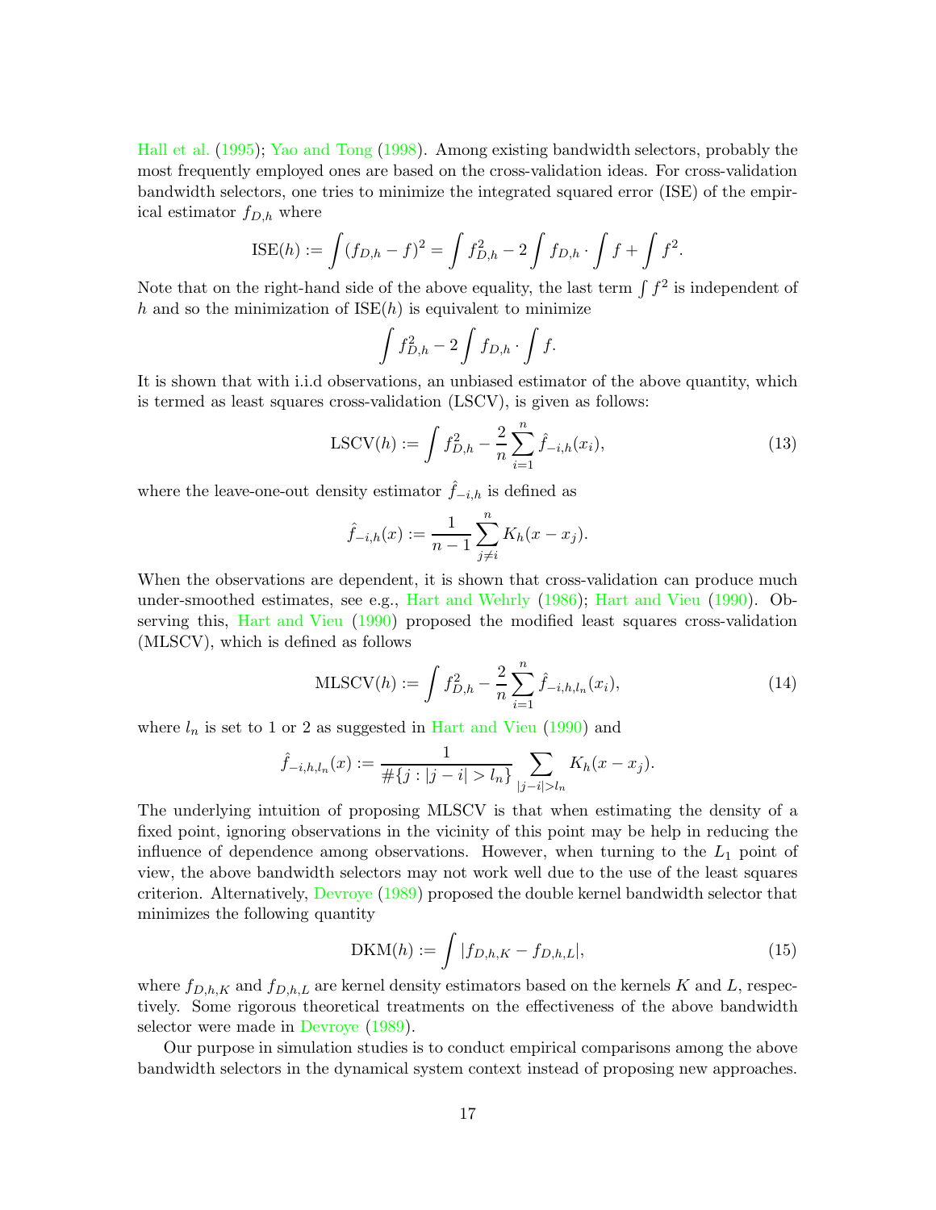Hall et al. (1995); Yao and Tong (1998). Among existing bandwidth selectors, probably the most frequently employed ones are based on the cross-validation ideas. For cross-validation bandwidth selectors, one tries to minimize the integrated squared error (ISE) of the empirical estimator $f_{D,h}$ where

$$\mathrm{ISE}(h) := \int (f_{D,h} - f)^2 = \int f_{D,h}^2 - 2\int f_{D,h} \cdot \int f + \int f^2.$$

Note that on the right-hand side of the above equality, the last term $\int f^2$ is independent of $h$ and so the minimization of $\mathrm{ISE}(h)$ is equivalent to minimize

$$\int f_{D,h}^2 - 2\int f_{D,h} \cdot \int f.$$

It is shown that with i.i.d observations, an unbiased estimator of the above quantity, which is termed as least squares cross-validation (LSCV), is given as follows:

$$\mathrm{LSCV}(h) := \int f_{D,h}^2 - \frac{2}{n}\sum_{i=1}^{n} \hat{f}_{-i,h}(x_i), \tag{13}$$

where the leave-one-out density estimator $\hat{f}_{-i,h}$ is defined as

$$\hat{f}_{-i,h}(x) := \frac{1}{n-1}\sum_{j\neq i}^{n} K_h(x - x_j).$$

When the observations are dependent, it is shown that cross-validation can produce much under-smoothed estimates, see e.g., Hart and Wehrly (1986); Hart and Vieu (1990). Observing this, Hart and Vieu (1990) proposed the modified least squares cross-validation (MLSCV), which is defined as follows

$$\mathrm{MLSCV}(h) := \int f_{D,h}^2 - \frac{2}{n}\sum_{i=1}^{n} \hat{f}_{-i,h,l_n}(x_i), \tag{14}$$

where $l_n$ is set to 1 or 2 as suggested in Hart and Vieu (1990) and

$$\hat{f}_{-i,h,l_n}(x) := \frac{1}{\#\{j : |j-i| > l_n\}}\sum_{|j-i|>l_n} K_h(x - x_j).$$

The underlying intuition of proposing MLSCV is that when estimating the density of a fixed point, ignoring observations in the vicinity of this point may be help in reducing the influence of dependence among observations. However, when turning to the $L_1$ point of view, the above bandwidth selectors may not work well due to the use of the least squares criterion. Alternatively, Devroye (1989) proposed the double kernel bandwidth selector that minimizes the following quantity

$$\mathrm{DKM}(h) := \int |f_{D,h,K} - f_{D,h,L}|, \tag{15}$$

where $f_{D,h,K}$ and $f_{D,h,L}$ are kernel density estimators based on the kernels $K$ and $L$, respectively. Some rigorous theoretical treatments on the effectiveness of the above bandwidth selector were made in Devroye (1989).

Our purpose in simulation studies is to conduct empirical comparisons among the above bandwidth selectors in the dynamical system context instead of proposing new approaches.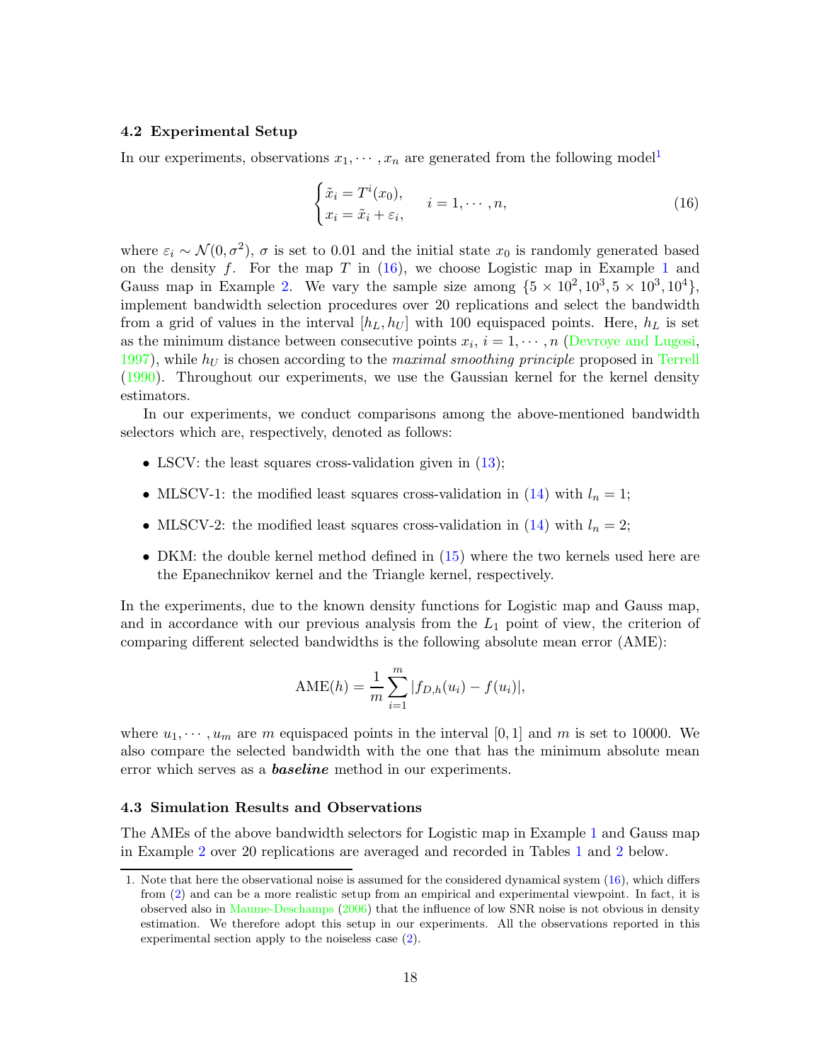### 4.2 Experimental Setup

In our experiments, observations $x_1, \cdots, x_n$ are generated from the following model[1]

$$
\begin{cases} \tilde{x}_i = T^i(x_0), \\ x_i = \tilde{x}_i + \varepsilon_i, \end{cases} \quad i = 1, \cdots, n, \tag{16}
$$

where $\varepsilon_i \sim \mathcal{N}(0, \sigma^2)$, $\sigma$ is set to 0.01 and the initial state $x_0$ is randomly generated based on the density $f$. For the map $T$ in (16), we choose Logistic map in Example 1 and Gauss map in Example 2. We vary the sample size among $\{5 \times 10^2, 10^3, 5 \times 10^3, 10^4\}$, implement bandwidth selection procedures over 20 replications and select the bandwidth from a grid of values in the interval $[h_L, h_U]$ with 100 equispaced points. Here, $h_L$ is set as the minimum distance between consecutive points $x_i$, $i = 1, \cdots, n$ (Devroye and Lugosi, 1997), while $h_U$ is chosen according to the *maximal smoothing principle* proposed in Terrell (1990). Throughout our experiments, we use the Gaussian kernel for the kernel density estimators.

In our experiments, we conduct comparisons among the above-mentioned bandwidth selectors which are, respectively, denoted as follows:

- LSCV: the least squares cross-validation given in (13);
- MLSCV-1: the modified least squares cross-validation in (14) with $l_n = 1$;
- MLSCV-2: the modified least squares cross-validation in (14) with $l_n = 2$;
- DKM: the double kernel method defined in (15) where the two kernels used here are the Epanechnikov kernel and the Triangle kernel, respectively.

In the experiments, due to the known density functions for Logistic map and Gauss map, and in accordance with our previous analysis from the $L_1$ point of view, the criterion of comparing different selected bandwidths is the following absolute mean error (AME):

$$
\text{AME}(h) = \frac{1}{m} \sum_{i=1}^{m} |f_{D,h}(u_i) - f(u_i)|,
$$

where $u_1, \cdots, u_m$ are $m$ equispaced points in the interval $[0, 1]$ and $m$ is set to 10000. We also compare the selected bandwidth with the one that has the minimum absolute mean error which serves as a ***baseline*** method in our experiments.

### 4.3 Simulation Results and Observations

The AMEs of the above bandwidth selectors for Logistic map in Example 1 and Gauss map in Example 2 over 20 replications are averaged and recorded in Tables 1 and 2 below.

1. Note that here the observational noise is assumed for the considered dynamical system (16), which differs from (2) and can be a more realistic setup from an empirical and experimental viewpoint. In fact, it is observed also in Maume-Deschamps (2006) that the influence of low SNR noise is not obvious in density estimation. We therefore adopt this setup in our experiments. All the observations reported in this experimental section apply to the noiseless case (2).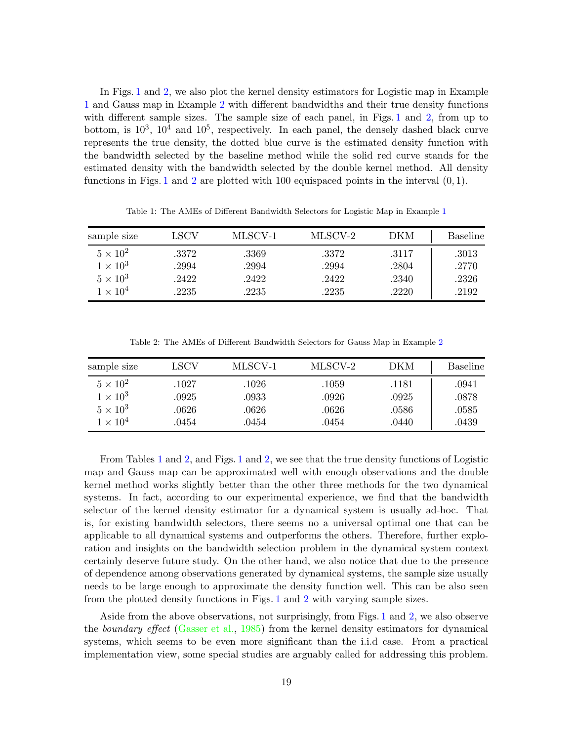In Figs. 1 and 2, we also plot the kernel density estimators for Logistic map in Example 1 and Gauss map in Example 2 with different bandwidths and their true density functions with different sample sizes. The sample size of each panel, in Figs. 1 and 2, from up to bottom, is $10^3$, $10^4$ and $10^5$, respectively. In each panel, the densely dashed black curve represents the true density, the dotted blue curve is the estimated density function with the bandwidth selected by the baseline method while the solid red curve stands for the estimated density with the bandwidth selected by the double kernel method. All density functions in Figs. 1 and 2 are plotted with 100 equispaced points in the interval $(0, 1)$.

Table 1: The AMEs of Different Bandwidth Selectors for Logistic Map in Example 1

| sample size | LSCV | MLSCV-1 | MLSCV-2 | DKM | Baseline |
|---|---|---|---|---|---|
| $5 \times 10^2$ | .3372 | .3369 | .3372 | .3117 | .3013 |
| $1 \times 10^3$ | .2994 | .2994 | .2994 | .2804 | .2770 |
| $5 \times 10^3$ | .2422 | .2422 | .2422 | .2340 | .2326 |
| $1 \times 10^4$ | .2235 | .2235 | .2235 | .2220 | .2192 |

Table 2: The AMEs of Different Bandwidth Selectors for Gauss Map in Example 2

| sample size | LSCV | MLSCV-1 | MLSCV-2 | DKM | Baseline |
|---|---|---|---|---|---|
| $5 \times 10^2$ | .1027 | .1026 | .1059 | .1181 | .0941 |
| $1 \times 10^3$ | .0925 | .0933 | .0926 | .0925 | .0878 |
| $5 \times 10^3$ | .0626 | .0626 | .0626 | .0586 | .0585 |
| $1 \times 10^4$ | .0454 | .0454 | .0454 | .0440 | .0439 |

From Tables 1 and 2, and Figs. 1 and 2, we see that the true density functions of Logistic map and Gauss map can be approximated well with enough observations and the double kernel method works slightly better than the other three methods for the two dynamical systems. In fact, according to our experimental experience, we find that the bandwidth selector of the kernel density estimator for a dynamical system is usually ad-hoc. That is, for existing bandwidth selectors, there seems no a universal optimal one that can be applicable to all dynamical systems and outperforms the others. Therefore, further exploration and insights on the bandwidth selection problem in the dynamical system context certainly deserve future study. On the other hand, we also notice that due to the presence of dependence among observations generated by dynamical systems, the sample size usually needs to be large enough to approximate the density function well. This can be also seen from the plotted density functions in Figs. 1 and 2 with varying sample sizes.

Aside from the above observations, not surprisingly, from Figs. 1 and 2, we also observe the *boundary effect* (Gasser et al., 1985) from the kernel density estimators for dynamical systems, which seems to be even more significant than the i.i.d case. From a practical implementation view, some special studies are arguably called for addressing this problem.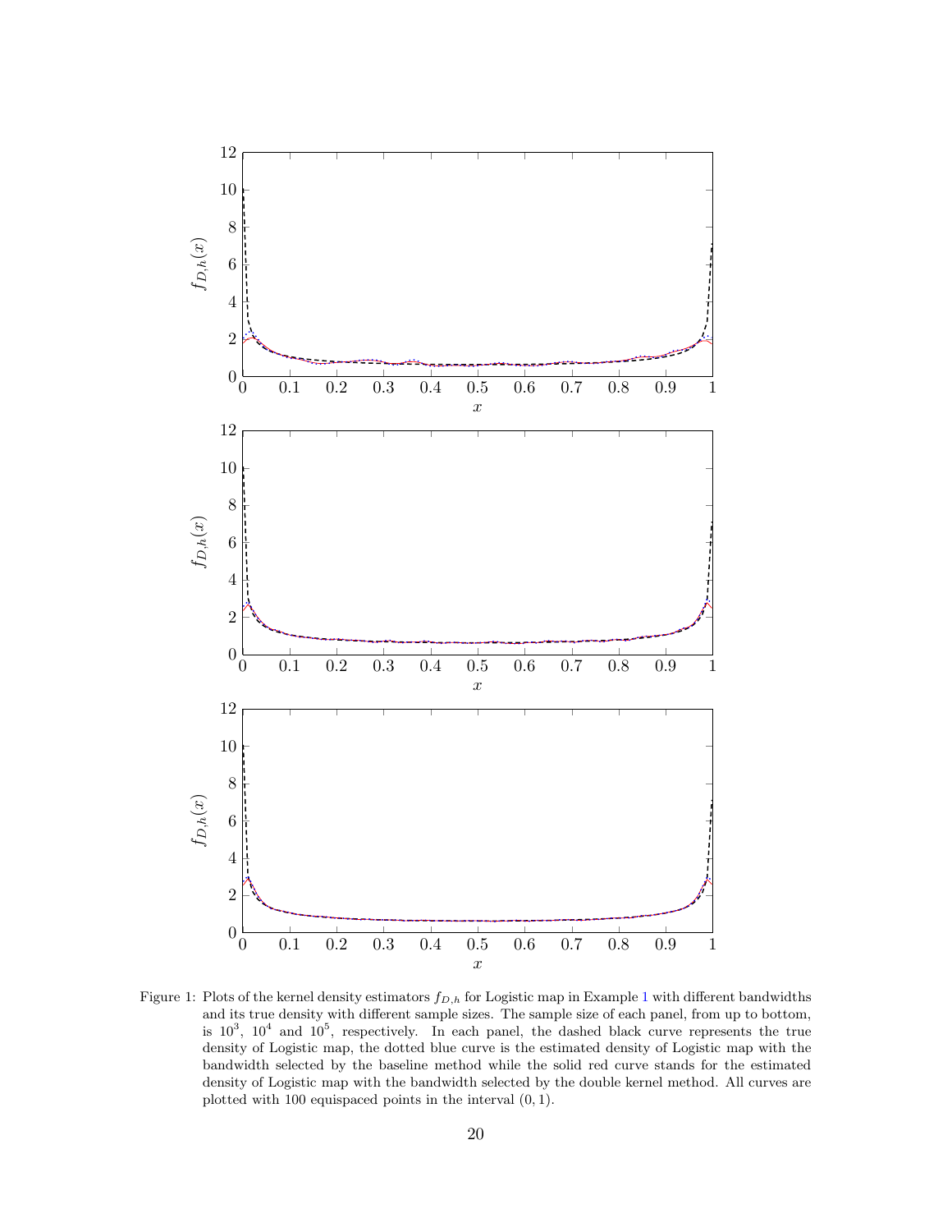Figure 1: Plots of the kernel density estimators $f_{D,h}$ for Logistic map in Example 1 with different bandwidths and its true density with different sample sizes. The sample size of each panel, from up to bottom, is $10^3$, $10^4$ and $10^5$, respectively. In each panel, the dashed black curve represents the true density of Logistic map, the dotted blue curve is the estimated density of Logistic map with the bandwidth selected by the baseline method while the solid red curve stands for the estimated density of Logistic map with the bandwidth selected by the double kernel method. All curves are plotted with 100 equispaced points in the interval $(0, 1)$.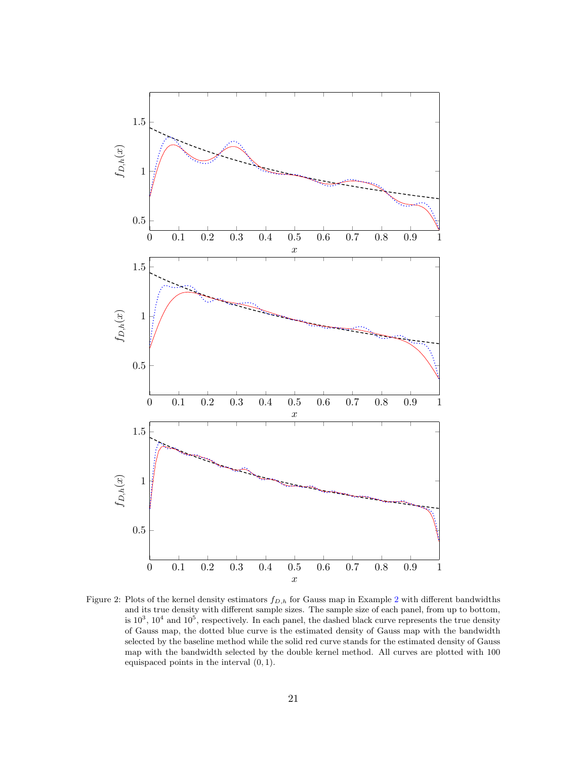Figure 2: Plots of the kernel density estimators $f_{D,h}$ for Gauss map in Example 2 with different bandwidths and its true density with different sample sizes. The sample size of each panel, from up to bottom, is $10^3$, $10^4$ and $10^5$, respectively. In each panel, the dashed black curve represents the true density of Gauss map, the dotted blue curve is the estimated density of Gauss map with the bandwidth selected by the baseline method while the solid red curve stands for the estimated density of Gauss map with the bandwidth selected by the double kernel method. All curves are plotted with 100 equispaced points in the interval $(0, 1)$.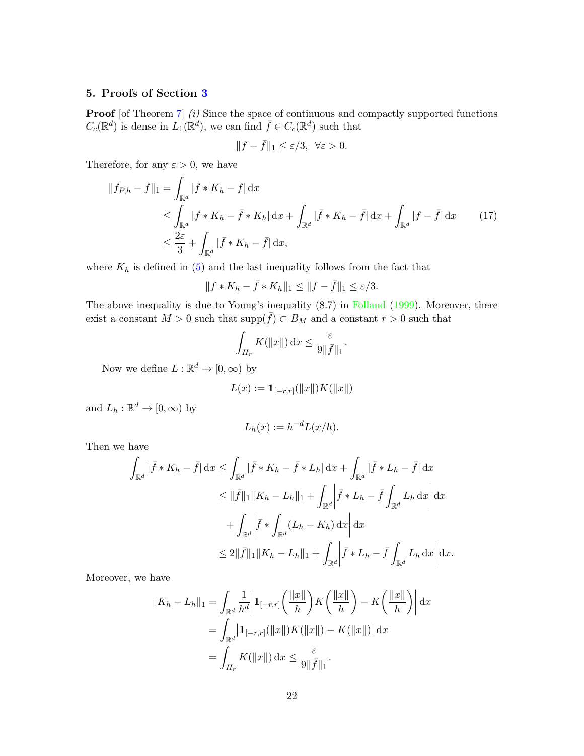## 5. Proofs of Section 3

**Proof** [of Theorem 7] *(i)* Since the space of continuous and compactly supported functions $C_c(\mathbb{R}^d)$ is dense in $L_1(\mathbb{R}^d)$, we can find $\bar{f} \in C_c(\mathbb{R}^d)$ such that

$$\|f - \bar{f}\|_1 \leq \varepsilon/3, \ \ \forall \varepsilon > 0.$$

Therefore, for any $\varepsilon > 0$, we have

$$\begin{aligned}
\|f_{P,h} - f\|_1 &= \int_{\mathbb{R}^d} |f * K_h - f| \, \mathrm{d}x \\
&\leq \int_{\mathbb{R}^d} |f * K_h - \bar{f} * K_h| \, \mathrm{d}x + \int_{\mathbb{R}^d} |\bar{f} * K_h - \bar{f}| \, \mathrm{d}x + \int_{\mathbb{R}^d} |f - \bar{f}| \, \mathrm{d}x \qquad (17) \\
&\leq \frac{2\varepsilon}{3} + \int_{\mathbb{R}^d} |\bar{f} * K_h - \bar{f}| \, \mathrm{d}x,
\end{aligned}$$

where $K_h$ is defined in (5) and the last inequality follows from the fact that

$$\|f * K_h - \bar{f} * K_h\|_1 \leq \|f - \bar{f}\|_1 \leq \varepsilon/3.$$

The above inequality is due to Young's inequality (8.7) in Folland (1999). Moreover, there exist a constant $M > 0$ such that $\mathrm{supp}(\bar{f}) \subset B_M$ and a constant $r > 0$ such that

$$\int_{H_r} K(\|x\|) \, \mathrm{d}x \leq \frac{\varepsilon}{9\|\bar{f}\|_1}.$$

Now we define $L : \mathbb{R}^d \to [0, \infty)$ by

$$L(x) := \mathbf{1}_{[-r,r]}(\|x\|) K(\|x\|)$$

and $L_h : \mathbb{R}^d \to [0, \infty)$ by

$$L_h(x) := h^{-d} L(x/h).$$

Then we have

$$\begin{aligned}
\int_{\mathbb{R}^d} |\bar{f} * K_h - \bar{f}| \, \mathrm{d}x &\leq \int_{\mathbb{R}^d} |\bar{f} * K_h - \bar{f} * L_h| \, \mathrm{d}x + \int_{\mathbb{R}^d} |\bar{f} * L_h - \bar{f}| \, \mathrm{d}x \\
&\leq \|\bar{f}\|_1 \|K_h - L_h\|_1 + \int_{\mathbb{R}^d} \left| \bar{f} * L_h - \bar{f} \int_{\mathbb{R}^d} L_h \, \mathrm{d}x \right| \mathrm{d}x \\
&\quad + \int_{\mathbb{R}^d} \left| \bar{f} * \int_{\mathbb{R}^d} (L_h - K_h) \, \mathrm{d}x \right| \mathrm{d}x \\
&\leq 2\|\bar{f}\|_1 \|K_h - L_h\|_1 + \int_{\mathbb{R}^d} \left| \bar{f} * L_h - \bar{f} \int_{\mathbb{R}^d} L_h \, \mathrm{d}x \right| \mathrm{d}x.
\end{aligned}$$

Moreover, we have

$$\begin{aligned}
\|K_h - L_h\|_1 &= \int_{\mathbb{R}^d} \frac{1}{h^d} \left| \mathbf{1}_{[-r,r]}\left(\frac{\|x\|}{h}\right) K\left(\frac{\|x\|}{h}\right) - K\left(\frac{\|x\|}{h}\right) \right| \mathrm{d}x \\
&= \int_{\mathbb{R}^d} \left| \mathbf{1}_{[-r,r]}(\|x\|) K(\|x\|) - K(\|x\|) \right| \mathrm{d}x \\
&= \int_{H_r} K(\|x\|) \, \mathrm{d}x \leq \frac{\varepsilon}{9\|\bar{f}\|_1}.
\end{aligned}$$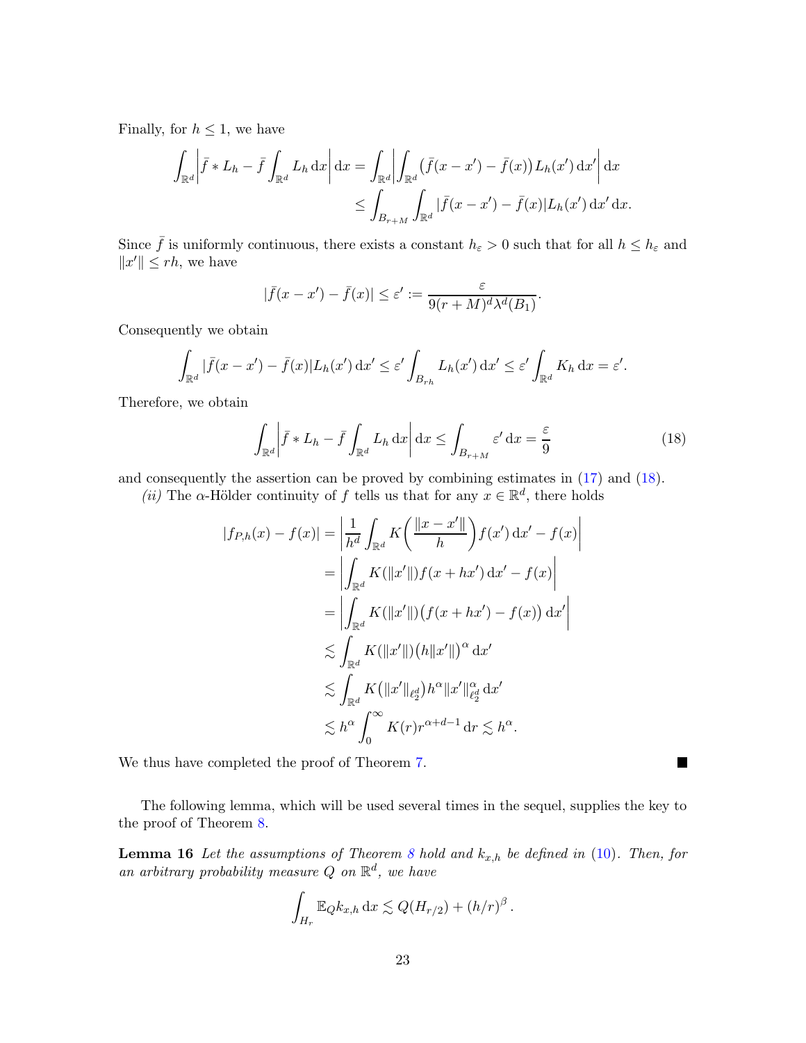Finally, for $h \leq 1$, we have

$$
\begin{aligned}
\int_{\mathbb{R}^d} \left| \bar{f} * L_h - \bar{f} \int_{\mathbb{R}^d} L_h \, \mathrm{d}x \right| \mathrm{d}x &= \int_{\mathbb{R}^d} \left| \int_{\mathbb{R}^d} \big( \bar{f}(x - x') - \bar{f}(x) \big) L_h(x') \, \mathrm{d}x' \right| \mathrm{d}x \\
&\leq \int_{B_{r+M}} \int_{\mathbb{R}^d} |\bar{f}(x - x') - \bar{f}(x)| L_h(x') \, \mathrm{d}x' \, \mathrm{d}x.
\end{aligned}
$$

Since $\bar{f}$ is uniformly continuous, there exists a constant $h_\varepsilon > 0$ such that for all $h \leq h_\varepsilon$ and $\|x'\| \leq rh$, we have

$$
|\bar{f}(x - x') - \bar{f}(x)| \leq \varepsilon' := \frac{\varepsilon}{9(r+M)^d \lambda^d(B_1)}.
$$

Consequently we obtain

$$
\int_{\mathbb{R}^d} |\bar{f}(x - x') - \bar{f}(x)| L_h(x') \, \mathrm{d}x' \leq \varepsilon' \int_{B_{rh}} L_h(x') \, \mathrm{d}x' \leq \varepsilon' \int_{\mathbb{R}^d} K_h \, \mathrm{d}x = \varepsilon'.
$$

Therefore, we obtain

$$
\int_{\mathbb{R}^d} \left| \bar{f} * L_h - \bar{f} \int_{\mathbb{R}^d} L_h \, \mathrm{d}x \right| \mathrm{d}x \leq \int_{B_{r+M}} \varepsilon' \, \mathrm{d}x = \frac{\varepsilon}{9} \tag{18}
$$

and consequently the assertion can be proved by combining estimates in (17) and (18).

*(ii)* The $\alpha$-Hölder continuity of $f$ tells us that for any $x \in \mathbb{R}^d$, there holds

$$
\begin{aligned}
|f_{P,h}(x) - f(x)| &= \left| \frac{1}{h^d} \int_{\mathbb{R}^d} K\bigg( \frac{\|x - x'\|}{h} \bigg) f(x') \, \mathrm{d}x' - f(x) \right| \\
&= \left| \int_{\mathbb{R}^d} K(\|x'\|) f(x + hx') \, \mathrm{d}x' - f(x) \right| \\
&= \left| \int_{\mathbb{R}^d} K(\|x'\|) \big( f(x + hx') - f(x) \big) \, \mathrm{d}x' \right| \\
&\lesssim \int_{\mathbb{R}^d} K(\|x'\|) \big( h\|x'\| \big)^\alpha \, \mathrm{d}x' \\
&\lesssim \int_{\mathbb{R}^d} K\big( \|x'\|_{\ell_2^d} \big) h^\alpha \|x'\|_{\ell_2^d}^\alpha \, \mathrm{d}x' \\
&\lesssim h^\alpha \int_0^\infty K(r) r^{\alpha + d - 1} \, \mathrm{d}r \lesssim h^\alpha.
\end{aligned}
$$

We thus have completed the proof of Theorem 7. ■

The following lemma, which will be used several times in the sequel, supplies the key to the proof of Theorem 8.

**Lemma 16** *Let the assumptions of Theorem 8 hold and $k_{x,h}$ be defined in (10). Then, for an arbitrary probability measure $Q$ on $\mathbb{R}^d$, we have*

$$
\int_{H_r} \mathbb{E}_Q k_{x,h} \, \mathrm{d}x \lesssim Q(H_{r/2}) + (h/r)^\beta.
$$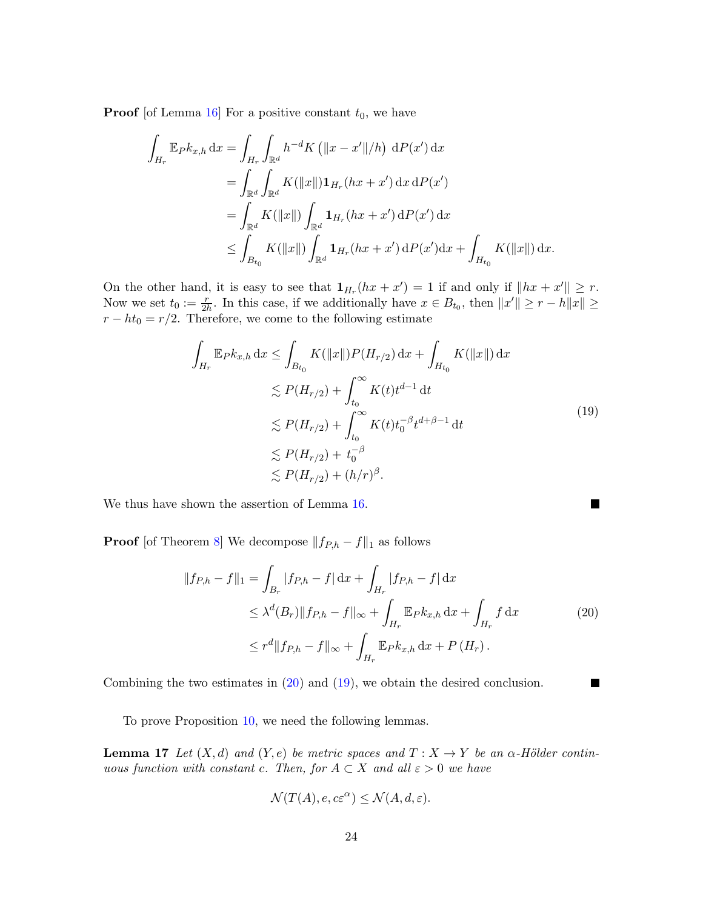**Proof** [of Lemma 16] For a positive constant $t_0$, we have

$$
\begin{aligned}
\int_{H_r} \mathbb{E}_P k_{x,h} \,\mathrm{d}x &= \int_{H_r} \int_{\mathbb{R}^d} h^{-d} K\left(\|x - x'\|/h\right) \,\mathrm{d}P(x') \,\mathrm{d}x \\
&= \int_{\mathbb{R}^d} \int_{\mathbb{R}^d} K(\|x\|) \mathbf{1}_{H_r}(hx + x') \,\mathrm{d}x \,\mathrm{d}P(x') \\
&= \int_{\mathbb{R}^d} K(\|x\|) \int_{\mathbb{R}^d} \mathbf{1}_{H_r}(hx + x') \,\mathrm{d}P(x') \,\mathrm{d}x \\
&\leq \int_{B_{t_0}} K(\|x\|) \int_{\mathbb{R}^d} \mathbf{1}_{H_r}(hx + x') \,\mathrm{d}P(x') \mathrm{d}x + \int_{H_{t_0}} K(\|x\|) \,\mathrm{d}x.
\end{aligned}
$$

On the other hand, it is easy to see that $\mathbf{1}_{H_r}(hx + x') = 1$ if and only if $\|hx + x'\| \geq r$. Now we set $t_0 := \frac{r}{2h}$. In this case, if we additionally have $x \in B_{t_0}$, then $\|x'\| \geq r - h\|x\| \geq r - ht_0 = r/2$. Therefore, we come to the following estimate

$$
\begin{aligned}
\int_{H_r} \mathbb{E}_P k_{x,h} \,\mathrm{d}x &\leq \int_{B_{t_0}} K(\|x\|) P(H_{r/2}) \,\mathrm{d}x + \int_{H_{t_0}} K(\|x\|) \,\mathrm{d}x \\
&\lesssim P(H_{r/2}) + \int_{t_0}^{\infty} K(t) t^{d-1} \,\mathrm{d}t \\
&\lesssim P(H_{r/2}) + \int_{t_0}^{\infty} K(t) t_0^{-\beta} t^{d+\beta-1} \,\mathrm{d}t \\
&\lesssim P(H_{r/2}) + t_0^{-\beta} \\
&\lesssim P(H_{r/2}) + (h/r)^{\beta}.
\end{aligned}
\tag{19}
$$

We thus have shown the assertion of Lemma 16. ■

**Proof** [of Theorem 8] We decompose $\|f_{P,h} - f\|_1$ as follows

$$
\begin{aligned}
\|f_{P,h} - f\|_1 &= \int_{B_r} |f_{P,h} - f| \,\mathrm{d}x + \int_{H_r} |f_{P,h} - f| \,\mathrm{d}x \\
&\leq \lambda^d(B_r) \|f_{P,h} - f\|_\infty + \int_{H_r} \mathbb{E}_P k_{x,h} \,\mathrm{d}x + \int_{H_r} f \,\mathrm{d}x \\
&\leq r^d \|f_{P,h} - f\|_\infty + \int_{H_r} \mathbb{E}_P k_{x,h} \,\mathrm{d}x + P\left(H_r\right).
\end{aligned}
\tag{20}
$$

Combining the two estimates in (20) and (19), we obtain the desired conclusion. ■

To prove Proposition 10, we need the following lemmas.

**Lemma 17** *Let $(X, d)$ and $(Y, e)$ be metric spaces and $T : X \to Y$ be an $\alpha$-Hölder continuous function with constant $c$. Then, for $A \subset X$ and all $\varepsilon > 0$ we have*

$$
\mathcal{N}(T(A), e, c\varepsilon^{\alpha}) \leq \mathcal{N}(A, d, \varepsilon).
$$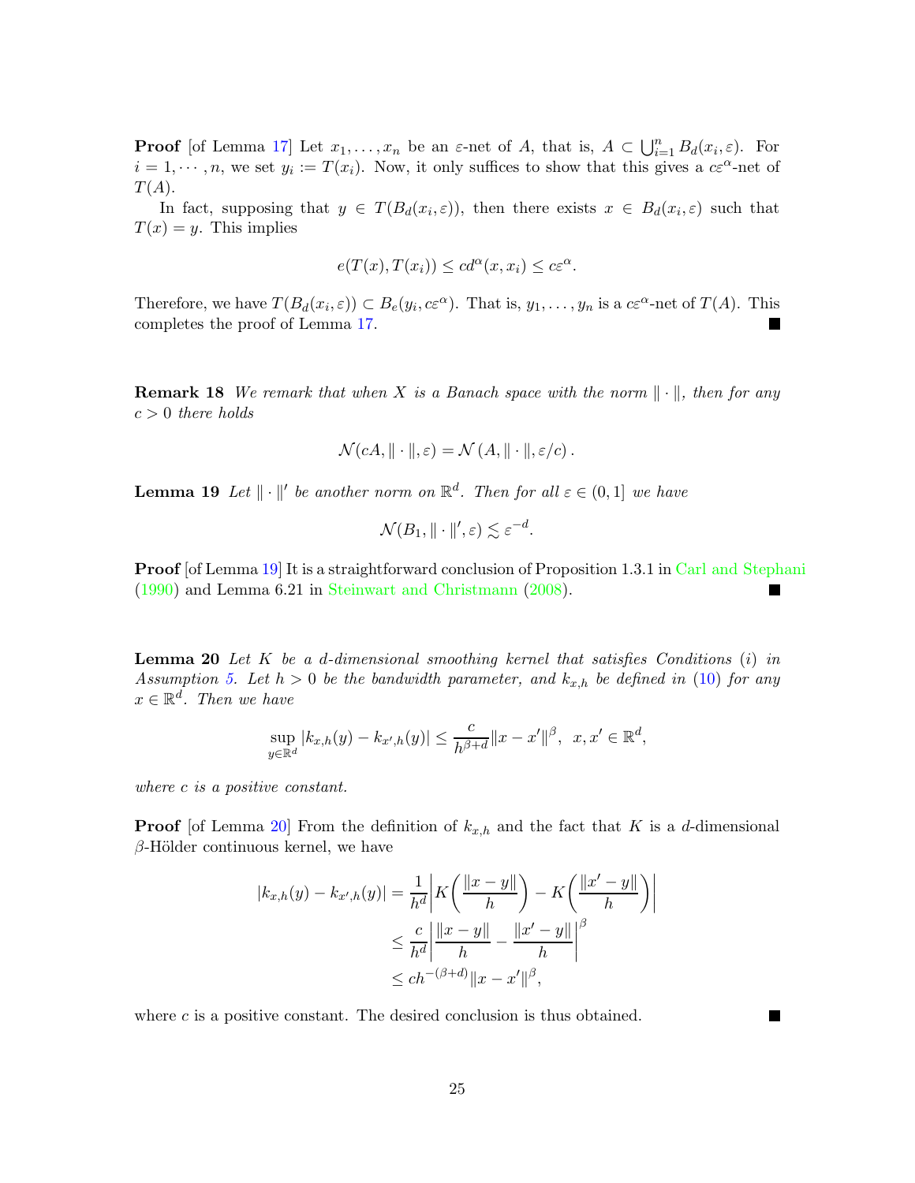**Proof** [of Lemma 17] Let $x_1, \ldots, x_n$ be an $\varepsilon$-net of $A$, that is, $A \subset \bigcup_{i=1}^n B_d(x_i, \varepsilon)$. For $i = 1, \cdots, n$, we set $y_i := T(x_i)$. Now, it only suffices to show that this gives a $c\varepsilon^\alpha$-net of $T(A)$.

In fact, supposing that $y \in T(B_d(x_i, \varepsilon))$, then there exists $x \in B_d(x_i, \varepsilon)$ such that $T(x) = y$. This implies

$$e(T(x), T(x_i)) \le c d^\alpha(x, x_i) \le c\varepsilon^\alpha.$$

Therefore, we have $T(B_d(x_i, \varepsilon)) \subset B_e(y_i, c\varepsilon^\alpha)$. That is, $y_1, \ldots, y_n$ is a $c\varepsilon^\alpha$-net of $T(A)$. This completes the proof of Lemma 17. ∎

**Remark 18** *We remark that when $X$ is a Banach space with the norm $\|\cdot\|$, then for any $c > 0$ there holds*

$$\mathcal{N}(cA, \|\cdot\|, \varepsilon) = \mathcal{N}(A, \|\cdot\|, \varepsilon/c).$$

**Lemma 19** *Let $\|\cdot\|'$ be another norm on $\mathbb{R}^d$. Then for all $\varepsilon \in (0, 1]$ we have*

$$\mathcal{N}(B_1, \|\cdot\|', \varepsilon) \lesssim \varepsilon^{-d}.$$

**Proof** [of Lemma 19] It is a straightforward conclusion of Proposition 1.3.1 in Carl and Stephani (1990) and Lemma 6.21 in Steinwart and Christmann (2008). ∎

**Lemma 20** *Let $K$ be a $d$-dimensional smoothing kernel that satisfies Conditions (i) in Assumption 5. Let $h > 0$ be the bandwidth parameter, and $k_{x,h}$ be defined in (10) for any $x \in \mathbb{R}^d$. Then we have*

$$\sup_{y \in \mathbb{R}^d} |k_{x,h}(y) - k_{x',h}(y)| \le \frac{c}{h^{\beta+d}} \|x - x'\|^\beta, \;\; x, x' \in \mathbb{R}^d,$$

*where $c$ is a positive constant.*

**Proof** [of Lemma 20] From the definition of $k_{x,h}$ and the fact that $K$ is a $d$-dimensional $\beta$-Hölder continuous kernel, we have

$$\begin{aligned}
|k_{x,h}(y) - k_{x',h}(y)| &= \frac{1}{h^d} \left| K\left(\frac{\|x - y\|}{h}\right) - K\left(\frac{\|x' - y\|}{h}\right) \right| \\
&\le \frac{c}{h^d} \left| \frac{\|x - y\|}{h} - \frac{\|x' - y\|}{h} \right|^\beta \\
&\le c h^{-(\beta+d)} \|x - x'\|^\beta,
\end{aligned}$$

where $c$ is a positive constant. The desired conclusion is thus obtained. ∎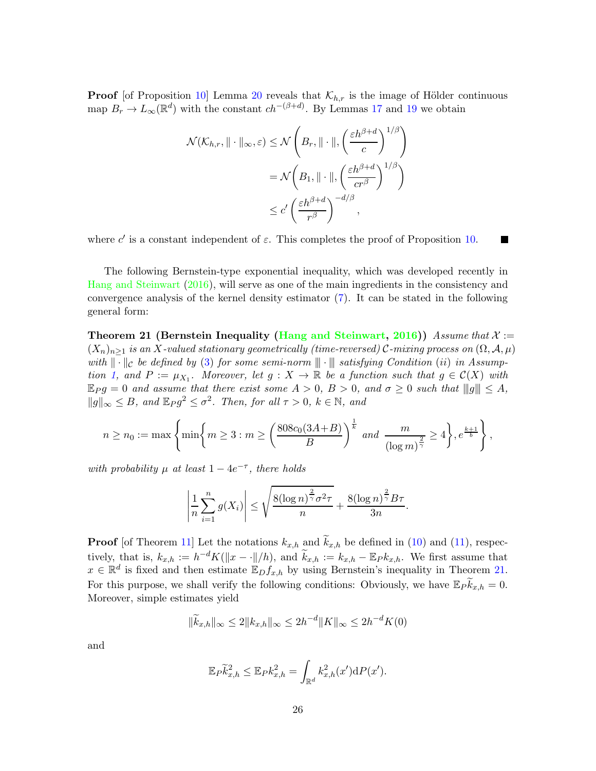**Proof** [of Proposition 10] Lemma 20 reveals that $\mathcal{K}_{h,r}$ is the image of Hölder continuous map $B_r \to L_\infty(\mathbb{R}^d)$ with the constant $ch^{-(\beta+d)}$. By Lemmas 17 and 19 we obtain

$$
\begin{aligned}
\mathcal{N}(\mathcal{K}_{h,r}, \|\cdot\|_\infty, \varepsilon) &\leq \mathcal{N}\left(B_r, \|\cdot\|, \left(\frac{\varepsilon h^{\beta+d}}{c}\right)^{1/\beta}\right) \\
&= \mathcal{N}\left(B_1, \|\cdot\|, \left(\frac{\varepsilon h^{\beta+d}}{cr^\beta}\right)^{1/\beta}\right) \\
&\leq c' \left(\frac{\varepsilon h^{\beta+d}}{r^\beta}\right)^{-d/\beta},
\end{aligned}
$$

where $c'$ is a constant independent of $\varepsilon$. This completes the proof of Proposition 10. ∎

The following Bernstein-type exponential inequality, which was developed recently in Hang and Steinwart (2016), will serve as one of the main ingredients in the consistency and convergence analysis of the kernel density estimator (7). It can be stated in the following general form:

**Theorem 21 (Bernstein Inequality (Hang and Steinwart, 2016))** *Assume that $\mathcal{X} := (X_n)_{n\geq 1}$ is an $X$-valued stationary geometrically (time-reversed) $\mathcal{C}$-mixing process on $(\Omega, \mathcal{A}, \mu)$ with $\|\cdot\|_{\mathcal{C}}$ be defined by (3) for some semi-norm $|\!|\!|\cdot|\!|\!|$ satisfying Condition (ii) in Assumption 1, and $P := \mu_{X_1}$. Moreover, let $g : X \to \mathbb{R}$ be a function such that $g \in \mathcal{C}(X)$ with $\mathbb{E}_P g = 0$ and assume that there exist some $A > 0$, $B > 0$, and $\sigma \geq 0$ such that $|\!|\!|g|\!|\!| \leq A$, $\|g\|_\infty \leq B$, and $\mathbb{E}_P g^2 \leq \sigma^2$. Then, for all $\tau > 0$, $k \in \mathbb{N}$, and*

$$
n \geq n_0 := \max\left\{\min\left\{m \geq 3 : m \geq \left(\frac{808c_0(3A+B)}{B}\right)^{\frac{1}{k}} \text{ and } \frac{m}{(\log m)^{\frac{2}{\gamma}}} \geq 4\right\}, e^{\frac{k+1}{b}}\right\},
$$

*with probability $\mu$ at least $1 - 4e^{-\tau}$, there holds*

$$
\left|\frac{1}{n}\sum_{i=1}^n g(X_i)\right| \leq \sqrt{\frac{8(\log n)^{\frac{2}{\gamma}}\sigma^2\tau}{n}} + \frac{8(\log n)^{\frac{2}{\gamma}}B\tau}{3n}.
$$

**Proof** [of Theorem 11] Let the notations $k_{x,h}$ and $\widetilde{k}_{x,h}$ be defined in (10) and (11), respectively, that is, $k_{x,h} := h^{-d}K(\|x - \cdot\|/h)$, and $\widetilde{k}_{x,h} := k_{x,h} - \mathbb{E}_P k_{x,h}$. We first assume that $x \in \mathbb{R}^d$ is fixed and then estimate $\mathbb{E}_D f_{x,h}$ by using Bernstein's inequality in Theorem 21. For this purpose, we shall verify the following conditions: Obviously, we have $\mathbb{E}_P \widetilde{k}_{x,h} = 0$. Moreover, simple estimates yield

$$
\|\widetilde{k}_{x,h}\|_\infty \leq 2\|k_{x,h}\|_\infty \leq 2h^{-d}\|K\|_\infty \leq 2h^{-d}K(0)
$$

and

$$
\mathbb{E}_P \widetilde{k}_{x,h}^2 \leq \mathbb{E}_P k_{x,h}^2 = \int_{\mathbb{R}^d} k_{x,h}^2(x')\,\mathrm{d}P(x').
$$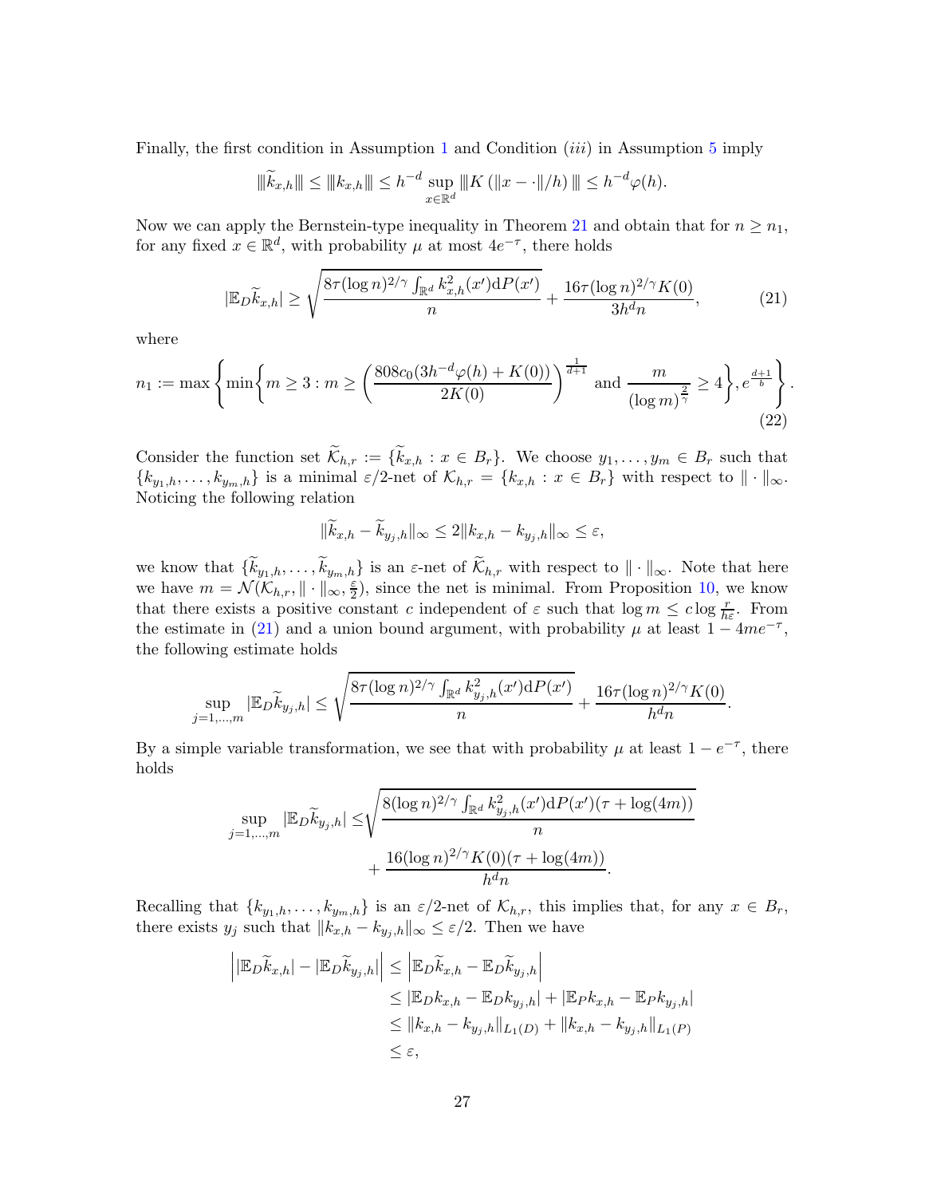Finally, the first condition in Assumption 1 and Condition $(iii)$ in Assumption 5 imply

$$
\|\widetilde{k}_{x,h}\| \leq \|k_{x,h}\| \leq h^{-d} \sup_{x\in\mathbb{R}^d} \|K\left(\|x-\cdot\|/h\right)\| \leq h^{-d}\varphi(h).
$$

Now we can apply the Bernstein-type inequality in Theorem 21 and obtain that for $n \geq n_1$, for any fixed $x \in \mathbb{R}^d$, with probability $\mu$ at most $4e^{-\tau}$, there holds

$$
|\mathbb{E}_D \widetilde{k}_{x,h}| \geq \sqrt{\frac{8\tau(\log n)^{2/\gamma}\int_{\mathbb{R}^d} k_{x,h}^2(x')\mathrm{d}P(x')}{n}} + \frac{16\tau(\log n)^{2/\gamma}K(0)}{3h^d n}, \tag{21}
$$

where

$$
n_1 := \max\left\{\min\left\{m \geq 3 : m \geq \left(\frac{808c_0(3h^{-d}\varphi(h)+K(0))}{2K(0)}\right)^{\frac{1}{d+1}} \text{ and } \frac{m}{(\log m)^{\frac{2}{\gamma}}} \geq 4\right\}, e^{\frac{d+1}{b}}\right\}. \tag{22}
$$

Consider the function set $\widetilde{\mathcal{K}}_{h,r} := \{\widetilde{k}_{x,h} : x \in B_r\}$. We choose $y_1,\ldots,y_m \in B_r$ such that $\{k_{y_1,h},\ldots,k_{y_m,h}\}$ is a minimal $\varepsilon/2$-net of $\mathcal{K}_{h,r} = \{k_{x,h} : x \in B_r\}$ with respect to $\|\cdot\|_\infty$. Noticing the following relation

$$
\|\widetilde{k}_{x,h} - \widetilde{k}_{y_j,h}\|_\infty \leq 2\|k_{x,h} - k_{y_j,h}\|_\infty \leq \varepsilon,
$$

we know that $\{\widetilde{k}_{y_1,h},\ldots,\widetilde{k}_{y_m,h}\}$ is an $\varepsilon$-net of $\widetilde{\mathcal{K}}_{h,r}$ with respect to $\|\cdot\|_\infty$. Note that here we have $m = \mathcal{N}(\mathcal{K}_{h,r}, \|\cdot\|_\infty, \frac{\varepsilon}{2})$, since the net is minimal. From Proposition 10, we know that there exists a positive constant $c$ independent of $\varepsilon$ such that $\log m \leq c\log\frac{r}{h\varepsilon}$. From the estimate in (21) and a union bound argument, with probability $\mu$ at least $1-4me^{-\tau}$, the following estimate holds

$$
\sup_{j=1,\ldots,m} |\mathbb{E}_D \widetilde{k}_{y_j,h}| \leq \sqrt{\frac{8\tau(\log n)^{2/\gamma}\int_{\mathbb{R}^d} k_{y_j,h}^2(x')\mathrm{d}P(x')}{n}} + \frac{16\tau(\log n)^{2/\gamma}K(0)}{h^d n}.
$$

By a simple variable transformation, we see that with probability $\mu$ at least $1-e^{-\tau}$, there holds

$$
\begin{aligned}
\sup_{j=1,\ldots,m} |\mathbb{E}_D \widetilde{k}_{y_j,h}| \leq & \sqrt{\frac{8(\log n)^{2/\gamma}\int_{\mathbb{R}^d} k_{y_j,h}^2(x')\mathrm{d}P(x')(\tau+\log(4m))}{n}} \\
& + \frac{16(\log n)^{2/\gamma}K(0)(\tau+\log(4m))}{h^d n}.
\end{aligned}
$$

Recalling that $\{k_{y_1,h},\ldots,k_{y_m,h}\}$ is an $\varepsilon/2$-net of $\mathcal{K}_{h,r}$, this implies that, for any $x \in B_r$, there exists $y_j$ such that $\|k_{x,h} - k_{y_j,h}\|_\infty \leq \varepsilon/2$. Then we have

$$
\begin{aligned}
\left| |\mathbb{E}_D \widetilde{k}_{x,h}| - |\mathbb{E}_D \widetilde{k}_{y_j,h}| \right| &\leq \left| \mathbb{E}_D \widetilde{k}_{x,h} - \mathbb{E}_D \widetilde{k}_{y_j,h} \right| \\
&\leq |\mathbb{E}_D k_{x,h} - \mathbb{E}_D k_{y_j,h}| + |\mathbb{E}_P k_{x,h} - \mathbb{E}_P k_{y_j,h}| \\
&\leq \|k_{x,h} - k_{y_j,h}\|_{L_1(D)} + \|k_{x,h} - k_{y_j,h}\|_{L_1(P)} \\
&\leq \varepsilon,
\end{aligned}
$$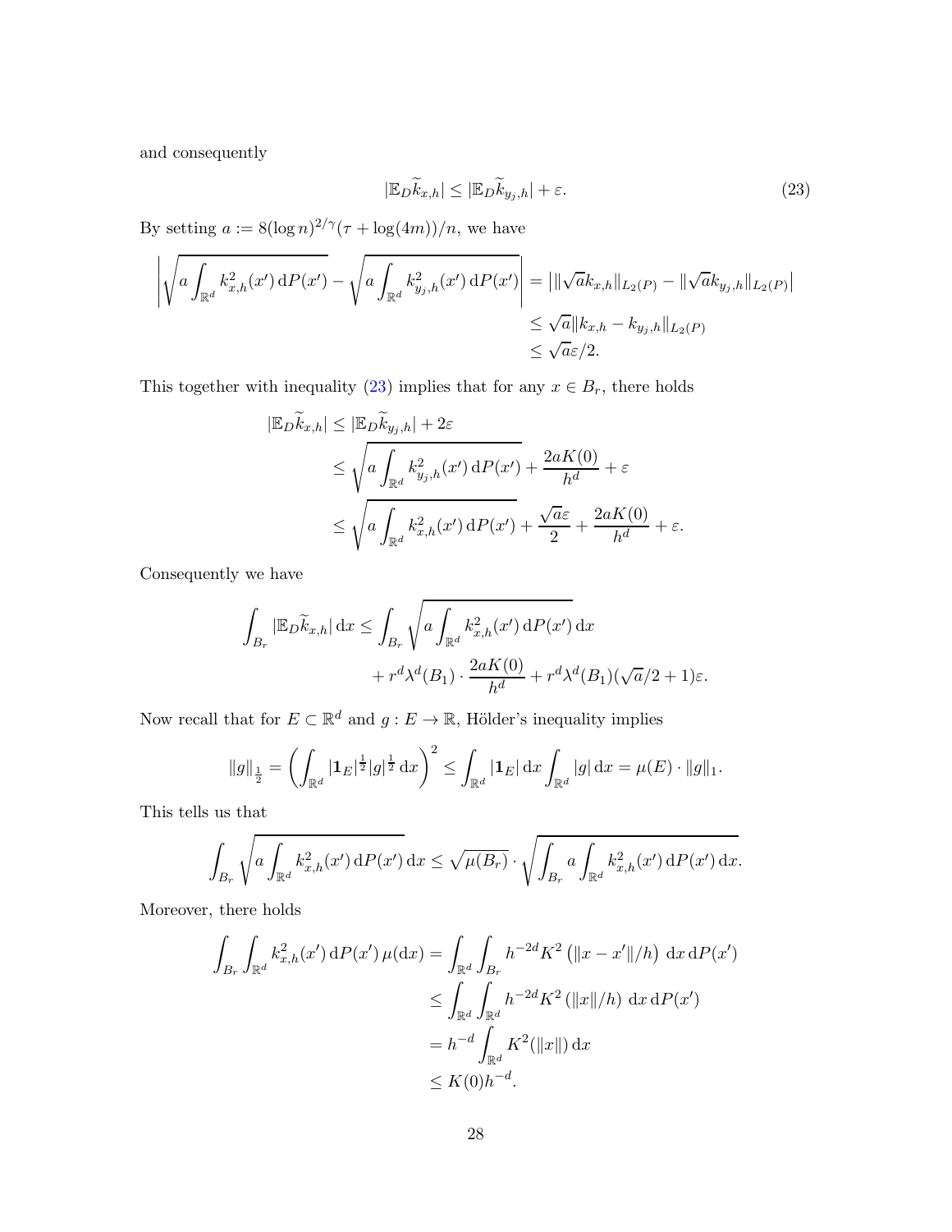and consequently

$$
|\mathbb{E}_D \widetilde{k}_{x,h}| \leq |\mathbb{E}_D \widetilde{k}_{y_j,h}| + \varepsilon. \tag{23}
$$

By setting $a := 8(\log n)^{2/\gamma}(\tau + \log(4m))/n$, we have

$$
\begin{aligned}
\left| \sqrt{a \int_{\mathbb{R}^d} k_{x,h}^2(x') \, \mathrm{d}P(x')} - \sqrt{a \int_{\mathbb{R}^d} k_{y_j,h}^2(x') \, \mathrm{d}P(x')} \right| &= \left| \|\sqrt{a} k_{x,h}\|_{L_2(P)} - \|\sqrt{a} k_{y_j,h}\|_{L_2(P)} \right| \\
&\leq \sqrt{a} \|k_{x,h} - k_{y_j,h}\|_{L_2(P)} \\
&\leq \sqrt{a}\varepsilon/2.
\end{aligned}
$$

This together with inequality (23) implies that for any $x \in B_r$, there holds

$$
\begin{aligned}
|\mathbb{E}_D \widetilde{k}_{x,h}| &\leq |\mathbb{E}_D \widetilde{k}_{y_j,h}| + 2\varepsilon \\
&\leq \sqrt{a \int_{\mathbb{R}^d} k_{y_j,h}^2(x') \, \mathrm{d}P(x')} + \frac{2aK(0)}{h^d} + \varepsilon \\
&\leq \sqrt{a \int_{\mathbb{R}^d} k_{x,h}^2(x') \, \mathrm{d}P(x')} + \frac{\sqrt{a}\varepsilon}{2} + \frac{2aK(0)}{h^d} + \varepsilon.
\end{aligned}
$$

Consequently we have

$$
\begin{aligned}
\int_{B_r} |\mathbb{E}_D \widetilde{k}_{x,h}| \, \mathrm{d}x &\leq \int_{B_r} \sqrt{a \int_{\mathbb{R}^d} k_{x,h}^2(x') \, \mathrm{d}P(x')} \, \mathrm{d}x \\
&\qquad + r^d \lambda^d(B_1) \cdot \frac{2aK(0)}{h^d} + r^d \lambda^d(B_1)(\sqrt{a}/2 + 1)\varepsilon.
\end{aligned}
$$

Now recall that for $E \subset \mathbb{R}^d$ and $g : E \to \mathbb{R}$, Hölder's inequality implies

$$
\|g\|_{\frac{1}{2}} = \left( \int_{\mathbb{R}^d} |\mathbf{1}_E|^{\frac{1}{2}} |g|^{\frac{1}{2}} \, \mathrm{d}x \right)^2 \leq \int_{\mathbb{R}^d} |\mathbf{1}_E| \, \mathrm{d}x \int_{\mathbb{R}^d} |g| \, \mathrm{d}x = \mu(E) \cdot \|g\|_1.
$$

This tells us that

$$
\int_{B_r} \sqrt{a \int_{\mathbb{R}^d} k_{x,h}^2(x') \, \mathrm{d}P(x')} \, \mathrm{d}x \leq \sqrt{\mu(B_r)} \cdot \sqrt{\int_{B_r} a \int_{\mathbb{R}^d} k_{x,h}^2(x') \, \mathrm{d}P(x') \, \mathrm{d}x}.
$$

Moreover, there holds

$$
\begin{aligned}
\int_{B_r} \int_{\mathbb{R}^d} k_{x,h}^2(x') \, \mathrm{d}P(x') \, \mu(\mathrm{d}x) &= \int_{\mathbb{R}^d} \int_{B_r} h^{-2d} K^2 \left( \|x - x'\|/h \right) \, \mathrm{d}x \, \mathrm{d}P(x') \\
&\leq \int_{\mathbb{R}^d} \int_{\mathbb{R}^d} h^{-2d} K^2 \left( \|x\|/h \right) \, \mathrm{d}x \, \mathrm{d}P(x') \\
&= h^{-d} \int_{\mathbb{R}^d} K^2(\|x\|) \, \mathrm{d}x \\
&\leq K(0) h^{-d}.
\end{aligned}
$$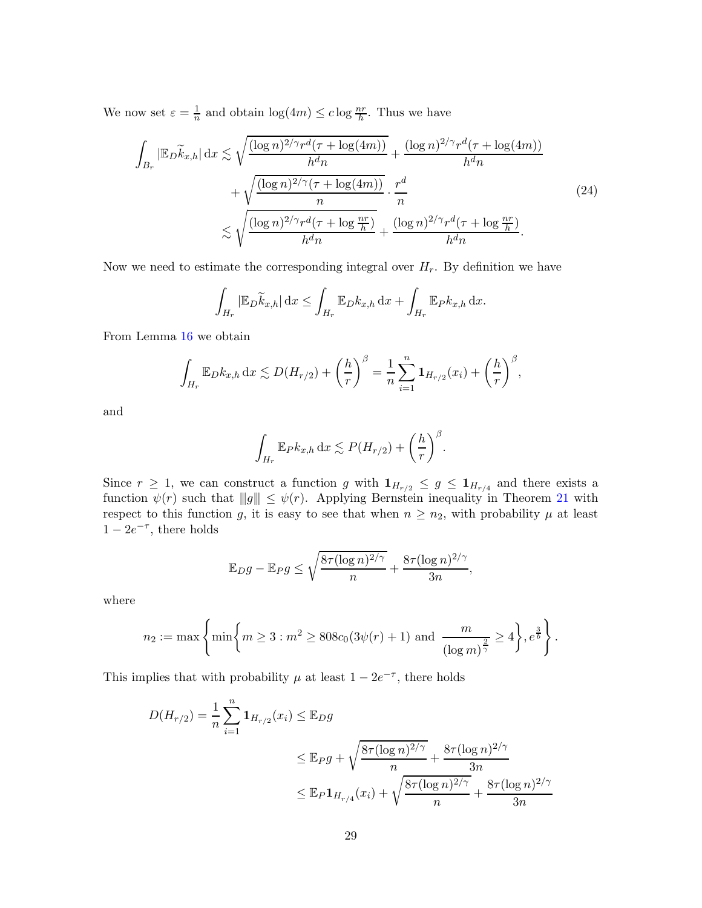We now set $\varepsilon = \frac{1}{n}$ and obtain $\log(4m) \le c \log \frac{nr}{h}$. Thus we have

$$
\begin{aligned}
\int_{B_r} |\mathbb{E}_D \widetilde{k}_{x,h}| \, \mathrm{d}x &\lesssim \sqrt{\frac{(\log n)^{2/\gamma} r^d (\tau + \log(4m))}{h^d n}} + \frac{(\log n)^{2/\gamma} r^d (\tau + \log(4m))}{h^d n} \\
&\quad + \sqrt{\frac{(\log n)^{2/\gamma} (\tau + \log(4m))}{n}} \cdot \frac{r^d}{n} \\
&\lesssim \sqrt{\frac{(\log n)^{2/\gamma} r^d (\tau + \log \frac{nr}{h})}{h^d n}} + \frac{(\log n)^{2/\gamma} r^d (\tau + \log \frac{nr}{h})}{h^d n}.
\end{aligned}
\tag{24}
$$

Now we need to estimate the corresponding integral over $H_r$. By definition we have

$$
\int_{H_r} |\mathbb{E}_D \widetilde{k}_{x,h}| \, \mathrm{d}x \le \int_{H_r} \mathbb{E}_D k_{x,h} \, \mathrm{d}x + \int_{H_r} \mathbb{E}_P k_{x,h} \, \mathrm{d}x.
$$

From Lemma 16 we obtain

$$
\int_{H_r} \mathbb{E}_D k_{x,h} \, \mathrm{d}x \lesssim D(H_{r/2}) + \left(\frac{h}{r}\right)^{\beta} = \frac{1}{n} \sum_{i=1}^{n} \mathbf{1}_{H_{r/2}}(x_i) + \left(\frac{h}{r}\right)^{\beta},
$$

and

$$
\int_{H_r} \mathbb{E}_P k_{x,h} \, \mathrm{d}x \lesssim P(H_{r/2}) + \left(\frac{h}{r}\right)^{\beta}.
$$

Since $r \ge 1$, we can construct a function $g$ with $\mathbf{1}_{H_{r/2}} \le g \le \mathbf{1}_{H_{r/4}}$ and there exists a function $\psi(r)$ such that $\|\!|g|\!\| \le \psi(r)$. Applying Bernstein inequality in Theorem 21 with respect to this function $g$, it is easy to see that when $n \ge n_2$, with probability $\mu$ at least $1 - 2e^{-\tau}$, there holds

$$
\mathbb{E}_D g - \mathbb{E}_P g \le \sqrt{\frac{8\tau (\log n)^{2/\gamma}}{n}} + \frac{8\tau (\log n)^{2/\gamma}}{3n},
$$

where

$$
n_2 := \max\left\{ \min\left\{ m \ge 3 : m^2 \ge 808 c_0 (3\psi(r) + 1) \text{ and } \frac{m}{(\log m)^{\frac{2}{\gamma}}} \ge 4 \right\}, e^{\frac{3}{b}} \right\}.
$$

This implies that with probability $\mu$ at least $1 - 2e^{-\tau}$, there holds

$$
\begin{aligned}
D(H_{r/2}) = \frac{1}{n} \sum_{i=1}^{n} \mathbf{1}_{H_{r/2}}(x_i) &\le \mathbb{E}_D g \\
&\le \mathbb{E}_P g + \sqrt{\frac{8\tau (\log n)^{2/\gamma}}{n}} + \frac{8\tau (\log n)^{2/\gamma}}{3n} \\
&\le \mathbb{E}_P \mathbf{1}_{H_{r/4}}(x_i) + \sqrt{\frac{8\tau (\log n)^{2/\gamma}}{n}} + \frac{8\tau (\log n)^{2/\gamma}}{3n}
\end{aligned}
$$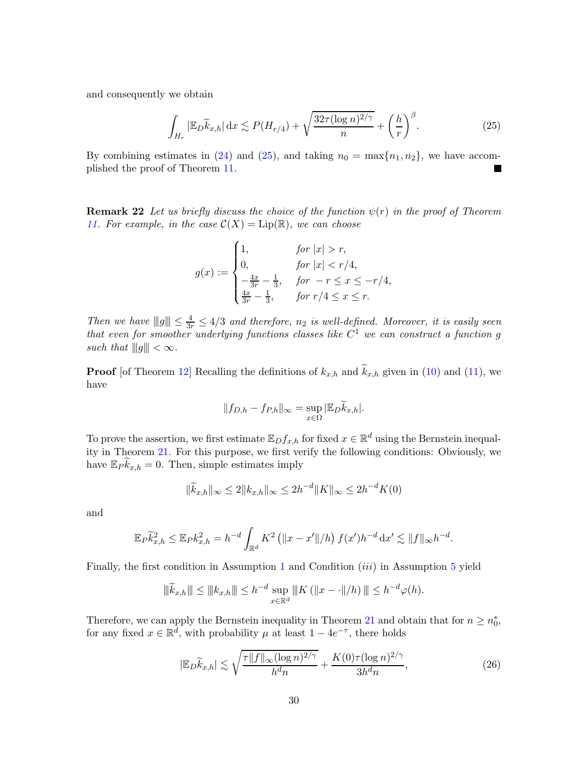and consequently we obtain

$$\int_{H_r} |\mathbb{E}_D \widetilde{k}_{x,h}| \, \mathrm{d}x \lesssim P(H_{r/4}) + \sqrt{\frac{32\tau(\log n)^{2/\gamma}}{n}} + \left(\frac{h}{r}\right)^{\beta}. \tag{25}$$

By combining estimates in (24) and (25), and taking $n_0 = \max\{n_1, n_2\}$, we have accomplished the proof of Theorem 11. ■

**Remark 22** *Let us briefly discuss the choice of the function $\psi(r)$ in the proof of Theorem 11. For example, in the case $\mathcal{C}(X) = \mathrm{Lip}(\mathbb{R})$, we can choose*

$$g(x) := \begin{cases} 1, & \text{for } |x| > r, \\ 0, & \text{for } |x| < r/4, \\ -\frac{4x}{3r} - \frac{1}{3}, & \text{for } -r \leq x \leq -r/4, \\ \frac{4x}{3r} - \frac{1}{3}, & \text{for } r/4 \leq x \leq r. \end{cases}$$

*Then we have $\|\!|g|\!\| \leq \frac{4}{3r} \leq 4/3$ and therefore, $n_2$ is well-defined. Moreover, it is easily seen that even for smoother underlying functions classes like $C^1$ we can construct a function $g$ such that $\|\!|g|\!\| < \infty$.*

**Proof** [of Theorem 12] Recalling the definitions of $k_{x,h}$ and $\widetilde{k}_{x,h}$ given in (10) and (11), we have

$$\|f_{D,h} - f_{P,h}\|_\infty = \sup_{x \in \Omega} |\mathbb{E}_D \widetilde{k}_{x,h}|.$$

To prove the assertion, we first estimate $\mathbb{E}_D f_{x,h}$ for fixed $x \in \mathbb{R}^d$ using the Bernstein inequality in Theorem 21. For this purpose, we first verify the following conditions: Obviously, we have $\mathbb{E}_P \widetilde{k}_{x,h} = 0$. Then, simple estimates imply

$$\|\widetilde{k}_{x,h}\|_\infty \leq 2\|k_{x,h}\|_\infty \leq 2h^{-d}\|K\|_\infty \leq 2h^{-d}K(0)$$

and

$$\mathbb{E}_P \widetilde{k}_{x,h}^2 \leq \mathbb{E}_P k_{x,h}^2 = h^{-d} \int_{\mathbb{R}^d} K^2\left(\|x - x'\|/h\right) f(x') h^{-d} \, \mathrm{d}x' \lesssim \|f\|_\infty h^{-d}.$$

Finally, the first condition in Assumption 1 and Condition *(iii)* in Assumption 5 yield

$$\|\!|\widetilde{k}_{x,h}|\!\| \leq \|\!|k_{x,h}|\!\| \leq h^{-d} \sup_{x \in \mathbb{R}^d} \|\!|K\left(\|x - \cdot\|/h\right)|\!\| \leq h^{-d}\varphi(h).$$

Therefore, we can apply the Bernstein inequality in Theorem 21 and obtain that for $n \geq n_0^*$, for any fixed $x \in \mathbb{R}^d$, with probability $\mu$ at least $1 - 4e^{-\tau}$, there holds

$$|\mathbb{E}_D \widetilde{k}_{x,h}| \lesssim \sqrt{\frac{\tau\|f\|_\infty(\log n)^{2/\gamma}}{h^d n}} + \frac{K(0)\tau(\log n)^{2/\gamma}}{3h^d n}, \tag{26}$$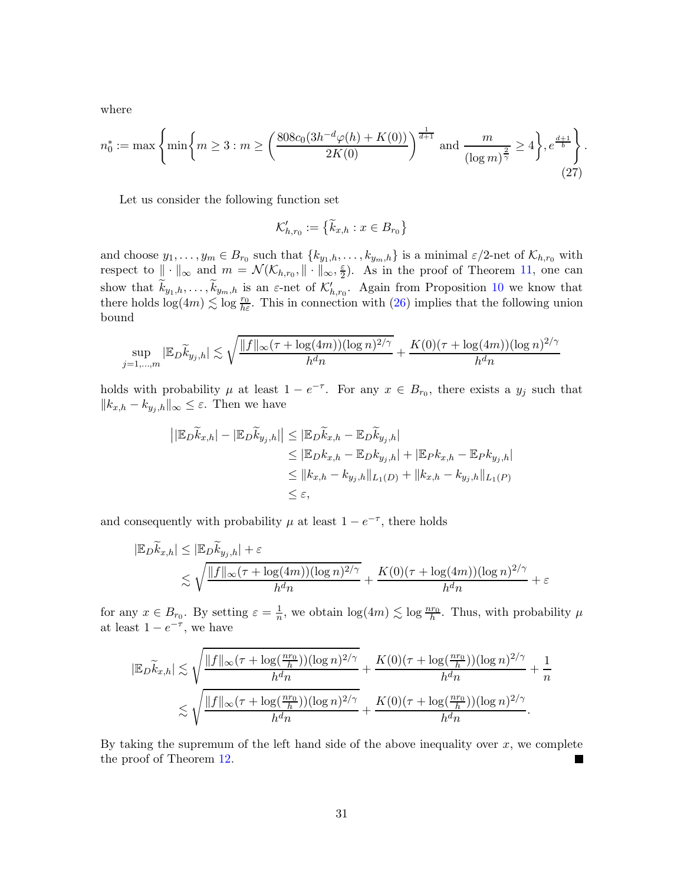where

$$
n_0^* := \max\left\{\min\left\{m \geq 3 : m \geq \left(\frac{808c_0(3h^{-d}\varphi(h) + K(0))}{2K(0)}\right)^{\frac{1}{d+1}} \text{ and } \frac{m}{(\log m)^{\frac{2}{\gamma}}} \geq 4\right\}, e^{\frac{d+1}{b}}\right\}. \tag{27}
$$

Let us consider the following function set

$$
\mathcal{K}'_{h,r_0} := \{\widetilde{k}_{x,h} : x \in B_{r_0}\}
$$

and choose $y_1, \dots, y_m \in B_{r_0}$ such that $\{k_{y_1,h}, \dots, k_{y_m,h}\}$ is a minimal $\varepsilon/2$-net of $\mathcal{K}_{h,r_0}$ with respect to $\|\cdot\|_\infty$ and $m = \mathcal{N}(\mathcal{K}_{h,r_0}, \|\cdot\|_\infty, \frac{\varepsilon}{2})$. As in the proof of Theorem 11, one can show that $\widetilde{k}_{y_1,h}, \dots, \widetilde{k}_{y_m,h}$ is an $\varepsilon$-net of $\mathcal{K}'_{h,r_0}$. Again from Proposition 10 we know that there holds $\log(4m) \lesssim \log \frac{r_0}{h\varepsilon}$. This in connection with (26) implies that the following union bound

$$
\sup_{j=1,\dots,m} |\mathbb{E}_D \widetilde{k}_{y_j,h}| \lesssim \sqrt{\frac{\|f\|_\infty (\tau + \log(4m))(\log n)^{2/\gamma}}{h^d n}} + \frac{K(0)(\tau + \log(4m))(\log n)^{2/\gamma}}{h^d n}
$$

holds with probability $\mu$ at least $1 - e^{-\tau}$. For any $x \in B_{r_0}$, there exists a $y_j$ such that $\|k_{x,h} - k_{y_j,h}\|_\infty \leq \varepsilon$. Then we have

$$
\begin{aligned}
\big||\mathbb{E}_D \widetilde{k}_{x,h}| - |\mathbb{E}_D \widetilde{k}_{y_j,h}|\big| &\leq |\mathbb{E}_D \widetilde{k}_{x,h} - \mathbb{E}_D \widetilde{k}_{y_j,h}| \\
&\leq |\mathbb{E}_D k_{x,h} - \mathbb{E}_D k_{y_j,h}| + |\mathbb{E}_P k_{x,h} - \mathbb{E}_P k_{y_j,h}| \\
&\leq \|k_{x,h} - k_{y_j,h}\|_{L_1(D)} + \|k_{x,h} - k_{y_j,h}\|_{L_1(P)} \\
&\leq \varepsilon,
\end{aligned}
$$

and consequently with probability $\mu$ at least $1 - e^{-\tau}$, there holds

$$
\begin{aligned}
|\mathbb{E}_D \widetilde{k}_{x,h}| &\leq |\mathbb{E}_D \widetilde{k}_{y_j,h}| + \varepsilon \\
&\lesssim \sqrt{\frac{\|f\|_\infty (\tau + \log(4m))(\log n)^{2/\gamma}}{h^d n}} + \frac{K(0)(\tau + \log(4m))(\log n)^{2/\gamma}}{h^d n} + \varepsilon
\end{aligned}
$$

for any $x \in B_{r_0}$. By setting $\varepsilon = \frac{1}{n}$, we obtain $\log(4m) \lesssim \log \frac{nr_0}{h}$. Thus, with probability $\mu$ at least $1 - e^{-\tau}$, we have

$$
\begin{aligned}
|\mathbb{E}_D \widetilde{k}_{x,h}| &\lesssim \sqrt{\frac{\|f\|_\infty (\tau + \log(\frac{nr_0}{h}))(\log n)^{2/\gamma}}{h^d n}} + \frac{K(0)(\tau + \log(\frac{nr_0}{h}))(\log n)^{2/\gamma}}{h^d n} + \frac{1}{n} \\
&\lesssim \sqrt{\frac{\|f\|_\infty (\tau + \log(\frac{nr_0}{h}))(\log n)^{2/\gamma}}{h^d n}} + \frac{K(0)(\tau + \log(\frac{nr_0}{h}))(\log n)^{2/\gamma}}{h^d n}.
\end{aligned}
$$

By taking the supremum of the left hand side of the above inequality over $x$, we complete the proof of Theorem 12. ∎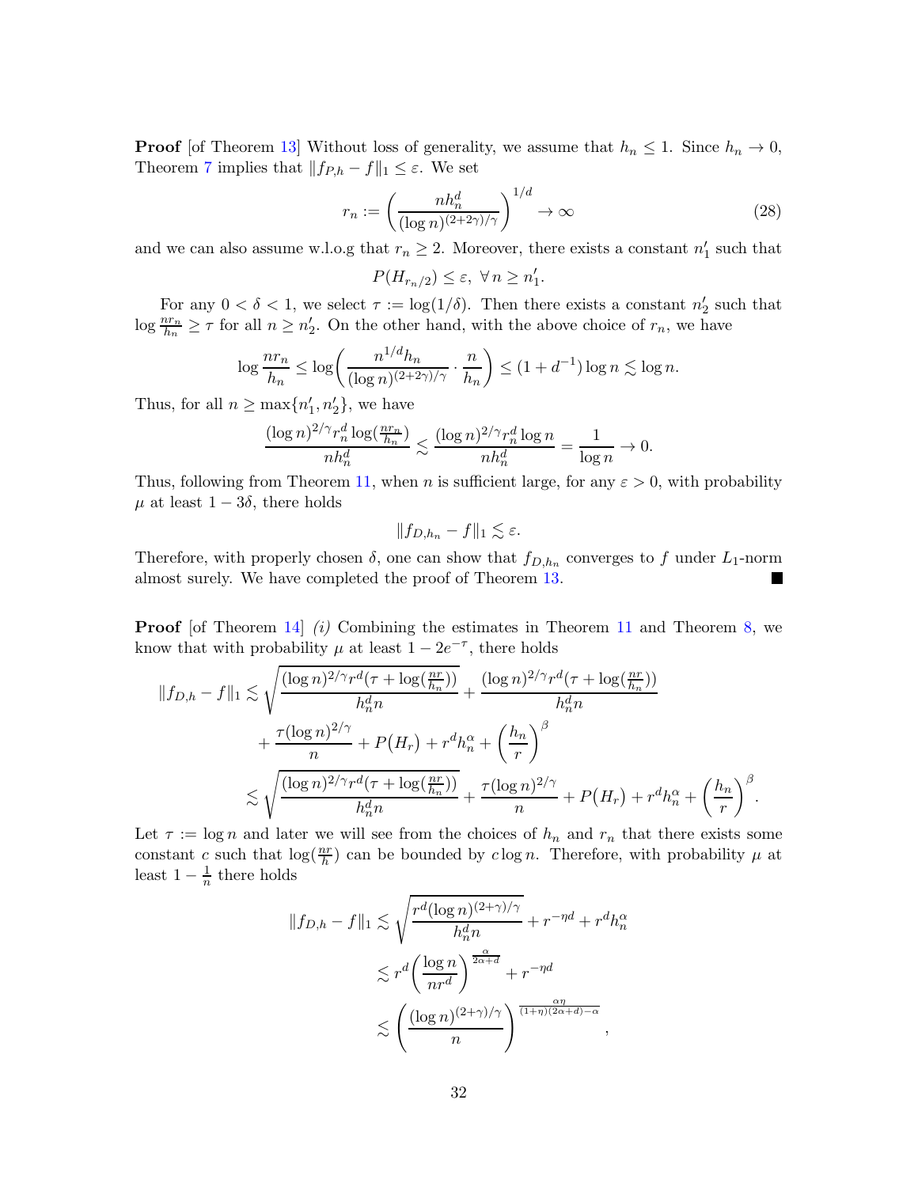**Proof** [of Theorem 13] Without loss of generality, we assume that $h_n \leq 1$. Since $h_n \to 0$, Theorem 7 implies that $\|f_{P,h} - f\|_1 \leq \varepsilon$. We set

$$r_n := \left( \frac{nh_n^d}{(\log n)^{(2+2\gamma)/\gamma}} \right)^{1/d} \to \infty \tag{28}$$

and we can also assume w.l.o.g that $r_n \geq 2$. Moreover, there exists a constant $n_1'$ such that

$$P(H_{r_n/2}) \leq \varepsilon, \ \forall\, n \geq n_1'.$$

For any $0 < \delta < 1$, we select $\tau := \log(1/\delta)$. Then there exists a constant $n_2'$ such that $\log \frac{nr_n}{h_n} \geq \tau$ for all $n \geq n_2'$. On the other hand, with the above choice of $r_n$, we have

$$\log \frac{nr_n}{h_n} \leq \log\biggl( \frac{n^{1/d} h_n}{(\log n)^{(2+2\gamma)/\gamma}} \cdot \frac{n}{h_n} \biggr) \leq (1 + d^{-1}) \log n \lesssim \log n.$$

Thus, for all $n \geq \max\{n_1', n_2'\}$, we have

$$\frac{(\log n)^{2/\gamma} r_n^d \log(\frac{nr_n}{h_n})}{nh_n^d} \lesssim \frac{(\log n)^{2/\gamma} r_n^d \log n}{nh_n^d} = \frac{1}{\log n} \to 0.$$

Thus, following from Theorem 11, when $n$ is sufficient large, for any $\varepsilon > 0$, with probability $\mu$ at least $1 - 3\delta$, there holds

$$\|f_{D,h_n} - f\|_1 \lesssim \varepsilon.$$

Therefore, with properly chosen $\delta$, one can show that $f_{D,h_n}$ converges to $f$ under $L_1$-norm almost surely. We have completed the proof of Theorem 13. ■

**Proof** [of Theorem 14] *(i)* Combining the estimates in Theorem 11 and Theorem 8, we know that with probability $\mu$ at least $1 - 2e^{-\tau}$, there holds

$$\begin{aligned}
\|f_{D,h} - f\|_1 &\lesssim \sqrt{\frac{(\log n)^{2/\gamma} r^d (\tau + \log(\frac{nr}{h_n}))}{h_n^d n}} + \frac{(\log n)^{2/\gamma} r^d (\tau + \log(\frac{nr}{h_n}))}{h_n^d n} \\
&\quad + \frac{\tau (\log n)^{2/\gamma}}{n} + P\bigl(H_r\bigr) + r^d h_n^\alpha + \left( \frac{h_n}{r} \right)^\beta \\
&\lesssim \sqrt{\frac{(\log n)^{2/\gamma} r^d (\tau + \log(\frac{nr}{h_n}))}{h_n^d n}} + \frac{\tau (\log n)^{2/\gamma}}{n} + P\bigl(H_r\bigr) + r^d h_n^\alpha + \left( \frac{h_n}{r} \right)^\beta.
\end{aligned}$$

Let $\tau := \log n$ and later we will see from the choices of $h_n$ and $r_n$ that there exists some constant $c$ such that $\log(\frac{nr}{h})$ can be bounded by $c \log n$. Therefore, with probability $\mu$ at least $1 - \frac{1}{n}$ there holds

$$\begin{aligned}
\|f_{D,h} - f\|_1 &\lesssim \sqrt{\frac{r^d (\log n)^{(2+\gamma)/\gamma}}{h_n^d n}} + r^{-\eta d} + r^d h_n^\alpha \\
&\lesssim r^d \left( \frac{\log n}{nr^d} \right)^{\frac{\alpha}{2\alpha + d}} + r^{-\eta d} \\
&\lesssim \left( \frac{(\log n)^{(2+\gamma)/\gamma}}{n} \right)^{\frac{\alpha\eta}{(1+\eta)(2\alpha+d) - \alpha}},
\end{aligned}$$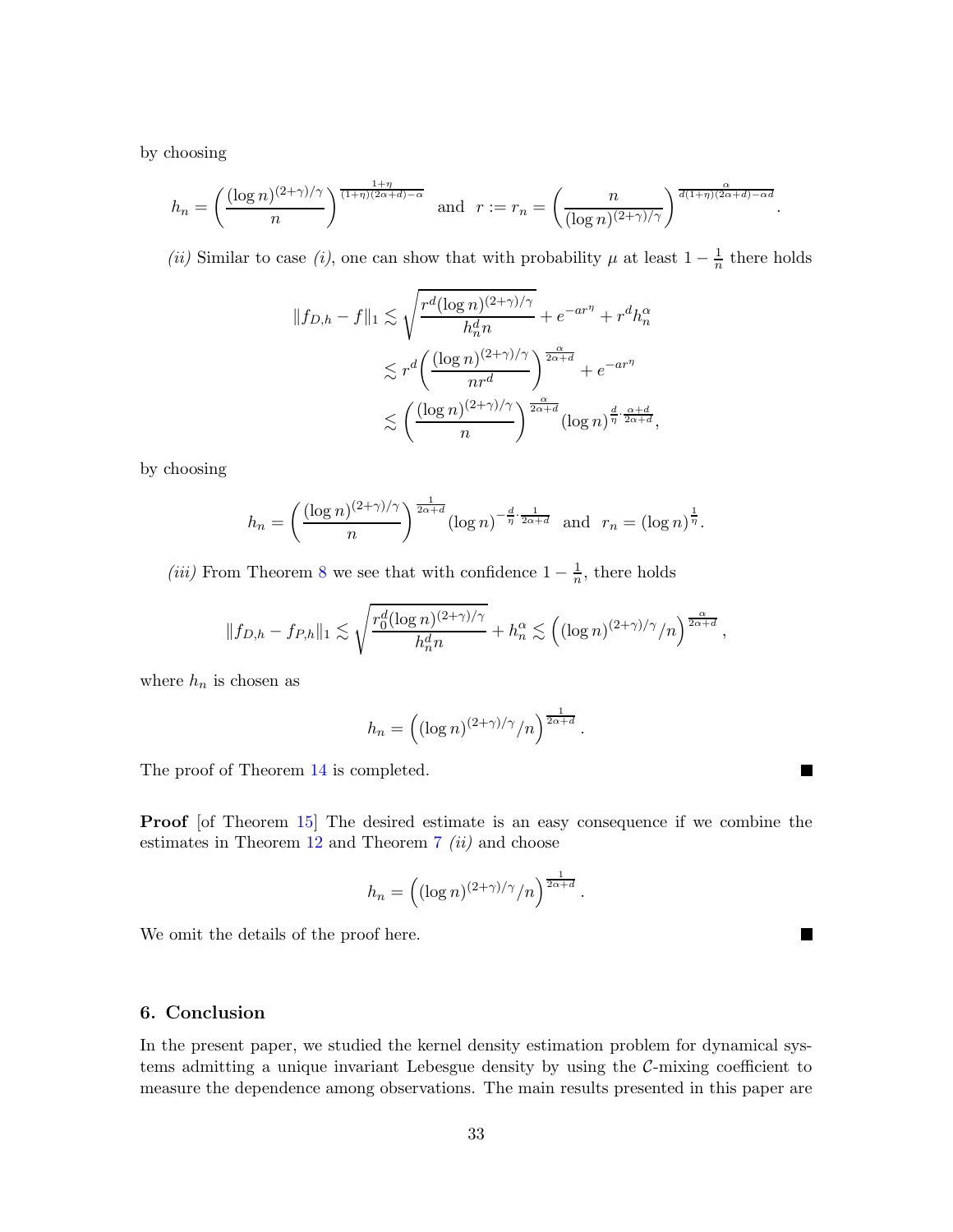by choosing

$$h_n = \left(\frac{(\log n)^{(2+\gamma)/\gamma}}{n}\right)^{\frac{1+\eta}{(1+\eta)(2\alpha+d)-\alpha}} \quad \text{and} \quad r := r_n = \left(\frac{n}{(\log n)^{(2+\gamma)/\gamma}}\right)^{\frac{\alpha}{d(1+\eta)(2\alpha+d)-\alpha d}}.$$

*(ii)* Similar to case *(i)*, one can show that with probability $\mu$ at least $1 - \frac{1}{n}$ there holds

$$\begin{aligned}
\|f_{D,h} - f\|_1 &\lesssim \sqrt{\frac{r^d (\log n)^{(2+\gamma)/\gamma}}{h_n^d n}} + e^{-ar^\eta} + r^d h_n^\alpha \\
&\lesssim r^d \left(\frac{(\log n)^{(2+\gamma)/\gamma}}{nr^d}\right)^{\frac{\alpha}{2\alpha+d}} + e^{-ar^\eta} \\
&\lesssim \left(\frac{(\log n)^{(2+\gamma)/\gamma}}{n}\right)^{\frac{\alpha}{2\alpha+d}} (\log n)^{\frac{d}{\eta}\cdot\frac{\alpha+d}{2\alpha+d}},
\end{aligned}$$

by choosing

$$h_n = \left(\frac{(\log n)^{(2+\gamma)/\gamma}}{n}\right)^{\frac{1}{2\alpha+d}} (\log n)^{-\frac{d}{\eta}\cdot\frac{1}{2\alpha+d}} \quad \text{and} \quad r_n = (\log n)^{\frac{1}{\eta}}.$$

*(iii)* From Theorem 8 we see that with confidence $1 - \frac{1}{n}$, there holds

$$\|f_{D,h} - f_{P,h}\|_1 \lesssim \sqrt{\frac{r_0^d (\log n)^{(2+\gamma)/\gamma}}{h_n^d n}} + h_n^\alpha \lesssim \left((\log n)^{(2+\gamma)/\gamma}/n\right)^{\frac{\alpha}{2\alpha+d}},$$

where $h_n$ is chosen as

$$h_n = \left((\log n)^{(2+\gamma)/\gamma}/n\right)^{\frac{1}{2\alpha+d}}.$$

The proof of Theorem 14 is completed. ■

**Proof** [of Theorem 15] The desired estimate is an easy consequence if we combine the estimates in Theorem 12 and Theorem 7 *(ii)* and choose

$$h_n = \left((\log n)^{(2+\gamma)/\gamma}/n\right)^{\frac{1}{2\alpha+d}}.$$

We omit the details of the proof here. ■

## 6. Conclusion

In the present paper, we studied the kernel density estimation problem for dynamical systems admitting a unique invariant Lebesgue density by using the $\mathcal{C}$-mixing coefficient to measure the dependence among observations. The main results presented in this paper are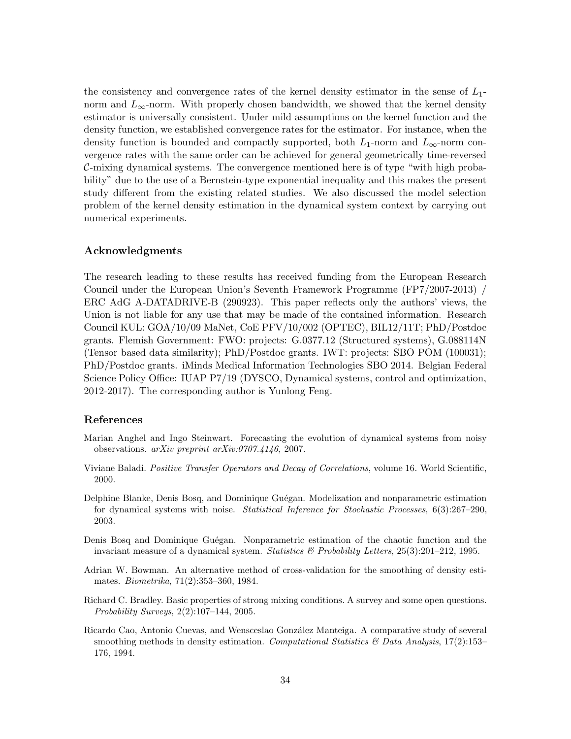the consistency and convergence rates of the kernel density estimator in the sense of $L_1$-norm and $L_\infty$-norm. With properly chosen bandwidth, we showed that the kernel density estimator is universally consistent. Under mild assumptions on the kernel function and the density function, we established convergence rates for the estimator. For instance, when the density function is bounded and compactly supported, both $L_1$-norm and $L_\infty$-norm convergence rates with the same order can be achieved for general geometrically time-reversed $\mathcal{C}$-mixing dynamical systems. The convergence mentioned here is of type "with high probability" due to the use of a Bernstein-type exponential inequality and this makes the present study different from the existing related studies. We also discussed the model selection problem of the kernel density estimation in the dynamical system context by carrying out numerical experiments.

## Acknowledgments

The research leading to these results has received funding from the European Research Council under the European Union's Seventh Framework Programme (FP7/2007-2013) / ERC AdG A-DATADRIVE-B (290923). This paper reflects only the authors' views, the Union is not liable for any use that may be made of the contained information. Research Council KUL: GOA/10/09 MaNet, CoE PFV/10/002 (OPTEC), BIL12/11T; PhD/Postdoc grants. Flemish Government: FWO: projects: G.0377.12 (Structured systems), G.088114N (Tensor based data similarity); PhD/Postdoc grants. IWT: projects: SBO POM (100031); PhD/Postdoc grants. iMinds Medical Information Technologies SBO 2014. Belgian Federal Science Policy Office: IUAP P7/19 (DYSCO, Dynamical systems, control and optimization, 2012-2017). The corresponding author is Yunlong Feng.

## References

Marian Anghel and Ingo Steinwart. Forecasting the evolution of dynamical systems from noisy observations. *arXiv preprint arXiv:0707.4146*, 2007.

Viviane Baladi. *Positive Transfer Operators and Decay of Correlations*, volume 16. World Scientific, 2000.

Delphine Blanke, Denis Bosq, and Dominique Guégan. Modelization and nonparametric estimation for dynamical systems with noise. *Statistical Inference for Stochastic Processes*, 6(3):267–290, 2003.

Denis Bosq and Dominique Guégan. Nonparametric estimation of the chaotic function and the invariant measure of a dynamical system. *Statistics & Probability Letters*, 25(3):201–212, 1995.

Adrian W. Bowman. An alternative method of cross-validation for the smoothing of density estimates. *Biometrika*, 71(2):353–360, 1984.

Richard C. Bradley. Basic properties of strong mixing conditions. A survey and some open questions. *Probability Surveys*, 2(2):107–144, 2005.

Ricardo Cao, Antonio Cuevas, and Wensceslao González Manteiga. A comparative study of several smoothing methods in density estimation. *Computational Statistics & Data Analysis*, 17(2):153–176, 1994.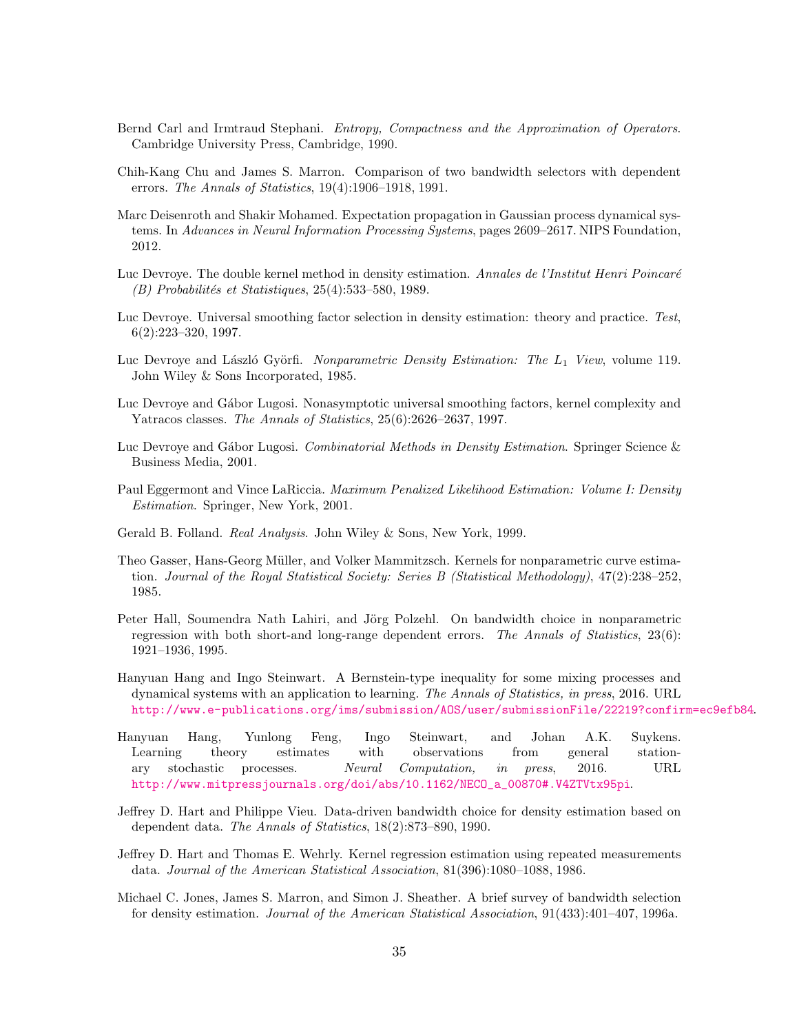Bernd Carl and Irmtraud Stephani. *Entropy, Compactness and the Approximation of Operators*. Cambridge University Press, Cambridge, 1990.

Chih-Kang Chu and James S. Marron. Comparison of two bandwidth selectors with dependent errors. *The Annals of Statistics*, 19(4):1906–1918, 1991.

Marc Deisenroth and Shakir Mohamed. Expectation propagation in Gaussian process dynamical systems. In *Advances in Neural Information Processing Systems*, pages 2609–2617. NIPS Foundation, 2012.

Luc Devroye. The double kernel method in density estimation. *Annales de l'Institut Henri Poincaré (B) Probabilités et Statistiques*, 25(4):533–580, 1989.

Luc Devroye. Universal smoothing factor selection in density estimation: theory and practice. *Test*, 6(2):223–320, 1997.

Luc Devroye and László Györfi. *Nonparametric Density Estimation: The $L_1$ View*, volume 119. John Wiley & Sons Incorporated, 1985.

Luc Devroye and Gábor Lugosi. Nonasymptotic universal smoothing factors, kernel complexity and Yatracos classes. *The Annals of Statistics*, 25(6):2626–2637, 1997.

Luc Devroye and Gábor Lugosi. *Combinatorial Methods in Density Estimation*. Springer Science & Business Media, 2001.

Paul Eggermont and Vince LaRiccia. *Maximum Penalized Likelihood Estimation: Volume I: Density Estimation*. Springer, New York, 2001.

Gerald B. Folland. *Real Analysis*. John Wiley & Sons, New York, 1999.

Theo Gasser, Hans-Georg Müller, and Volker Mammitzsch. Kernels for nonparametric curve estimation. *Journal of the Royal Statistical Society: Series B (Statistical Methodology)*, 47(2):238–252, 1985.

Peter Hall, Soumendra Nath Lahiri, and Jörg Polzehl. On bandwidth choice in nonparametric regression with both short-and long-range dependent errors. *The Annals of Statistics*, 23(6): 1921–1936, 1995.

Hanyuan Hang and Ingo Steinwart. A Bernstein-type inequality for some mixing processes and dynamical systems with an application to learning. *The Annals of Statistics, in press*, 2016. URL http://www.e-publications.org/ims/submission/AOS/user/submissionFile/22219?confirm=ec9efb84.

Hanyuan Hang, Yunlong Feng, Ingo Steinwart, and Johan A.K. Suykens. Learning theory estimates with observations from general stationary stochastic processes. *Neural Computation, in press*, 2016. URL http://www.mitpressjournals.org/doi/abs/10.1162/NECO_a_00870#.V4ZTVtx95pi.

Jeffrey D. Hart and Philippe Vieu. Data-driven bandwidth choice for density estimation based on dependent data. *The Annals of Statistics*, 18(2):873–890, 1990.

Jeffrey D. Hart and Thomas E. Wehrly. Kernel regression estimation using repeated measurements data. *Journal of the American Statistical Association*, 81(396):1080–1088, 1986.

Michael C. Jones, James S. Marron, and Simon J. Sheather. A brief survey of bandwidth selection for density estimation. *Journal of the American Statistical Association*, 91(433):401–407, 1996a.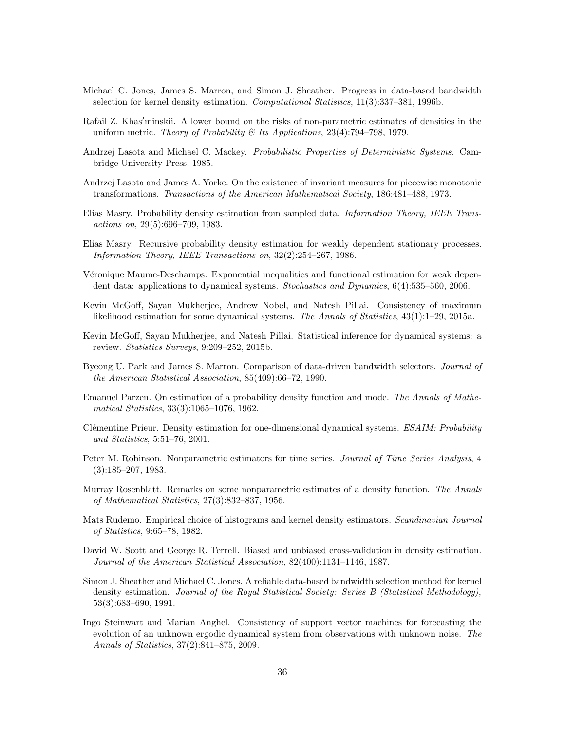Michael C. Jones, James S. Marron, and Simon J. Sheather. Progress in data-based bandwidth selection for kernel density estimation. *Computational Statistics*, 11(3):337–381, 1996b.

Rafail Z. Khas′minskii. A lower bound on the risks of non-parametric estimates of densities in the uniform metric. *Theory of Probability & Its Applications*, 23(4):794–798, 1979.

Andrzej Lasota and Michael C. Mackey. *Probabilistic Properties of Deterministic Systems*. Cambridge University Press, 1985.

Andrzej Lasota and James A. Yorke. On the existence of invariant measures for piecewise monotonic transformations. *Transactions of the American Mathematical Society*, 186:481–488, 1973.

Elias Masry. Probability density estimation from sampled data. *Information Theory, IEEE Transactions on*, 29(5):696–709, 1983.

Elias Masry. Recursive probability density estimation for weakly dependent stationary processes. *Information Theory, IEEE Transactions on*, 32(2):254–267, 1986.

Véronique Maume-Deschamps. Exponential inequalities and functional estimation for weak dependent data: applications to dynamical systems. *Stochastics and Dynamics*, 6(4):535–560, 2006.

Kevin McGoff, Sayan Mukherjee, Andrew Nobel, and Natesh Pillai. Consistency of maximum likelihood estimation for some dynamical systems. *The Annals of Statistics*, 43(1):1–29, 2015a.

Kevin McGoff, Sayan Mukherjee, and Natesh Pillai. Statistical inference for dynamical systems: a review. *Statistics Surveys*, 9:209–252, 2015b.

Byeong U. Park and James S. Marron. Comparison of data-driven bandwidth selectors. *Journal of the American Statistical Association*, 85(409):66–72, 1990.

Emanuel Parzen. On estimation of a probability density function and mode. *The Annals of Mathematical Statistics*, 33(3):1065–1076, 1962.

Clémentine Prieur. Density estimation for one-dimensional dynamical systems. *ESAIM: Probability and Statistics*, 5:51–76, 2001.

Peter M. Robinson. Nonparametric estimators for time series. *Journal of Time Series Analysis*, 4 (3):185–207, 1983.

Murray Rosenblatt. Remarks on some nonparametric estimates of a density function. *The Annals of Mathematical Statistics*, 27(3):832–837, 1956.

Mats Rudemo. Empirical choice of histograms and kernel density estimators. *Scandinavian Journal of Statistics*, 9:65–78, 1982.

David W. Scott and George R. Terrell. Biased and unbiased cross-validation in density estimation. *Journal of the American Statistical Association*, 82(400):1131–1146, 1987.

Simon J. Sheather and Michael C. Jones. A reliable data-based bandwidth selection method for kernel density estimation. *Journal of the Royal Statistical Society: Series B (Statistical Methodology)*, 53(3):683–690, 1991.

Ingo Steinwart and Marian Anghel. Consistency of support vector machines for forecasting the evolution of an unknown ergodic dynamical system from observations with unknown noise. *The Annals of Statistics*, 37(2):841–875, 2009.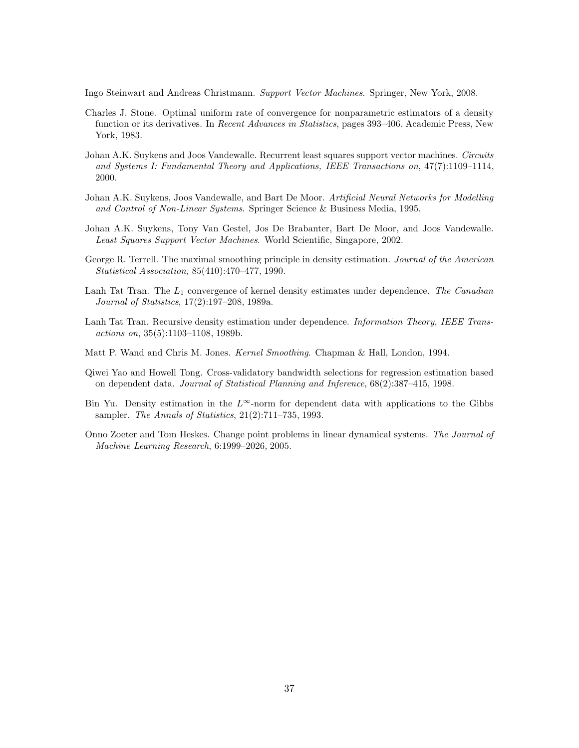Ingo Steinwart and Andreas Christmann. *Support Vector Machines*. Springer, New York, 2008.

Charles J. Stone. Optimal uniform rate of convergence for nonparametric estimators of a density function or its derivatives. In *Recent Advances in Statistics*, pages 393–406. Academic Press, New York, 1983.

Johan A.K. Suykens and Joos Vandewalle. Recurrent least squares support vector machines. *Circuits and Systems I: Fundamental Theory and Applications, IEEE Transactions on*, 47(7):1109–1114, 2000.

Johan A.K. Suykens, Joos Vandewalle, and Bart De Moor. *Artificial Neural Networks for Modelling and Control of Non-Linear Systems*. Springer Science & Business Media, 1995.

Johan A.K. Suykens, Tony Van Gestel, Jos De Brabanter, Bart De Moor, and Joos Vandewalle. *Least Squares Support Vector Machines*. World Scientific, Singapore, 2002.

George R. Terrell. The maximal smoothing principle in density estimation. *Journal of the American Statistical Association*, 85(410):470–477, 1990.

Lanh Tat Tran. The $L_1$ convergence of kernel density estimates under dependence. *The Canadian Journal of Statistics*, 17(2):197–208, 1989a.

Lanh Tat Tran. Recursive density estimation under dependence. *Information Theory, IEEE Transactions on*, 35(5):1103–1108, 1989b.

Matt P. Wand and Chris M. Jones. *Kernel Smoothing*. Chapman & Hall, London, 1994.

Qiwei Yao and Howell Tong. Cross-validatory bandwidth selections for regression estimation based on dependent data. *Journal of Statistical Planning and Inference*, 68(2):387–415, 1998.

Bin Yu. Density estimation in the $L^\infty$-norm for dependent data with applications to the Gibbs sampler. *The Annals of Statistics*, 21(2):711–735, 1993.

Onno Zoeter and Tom Heskes. Change point problems in linear dynamical systems. *The Journal of Machine Learning Research*, 6:1999–2026, 2005.